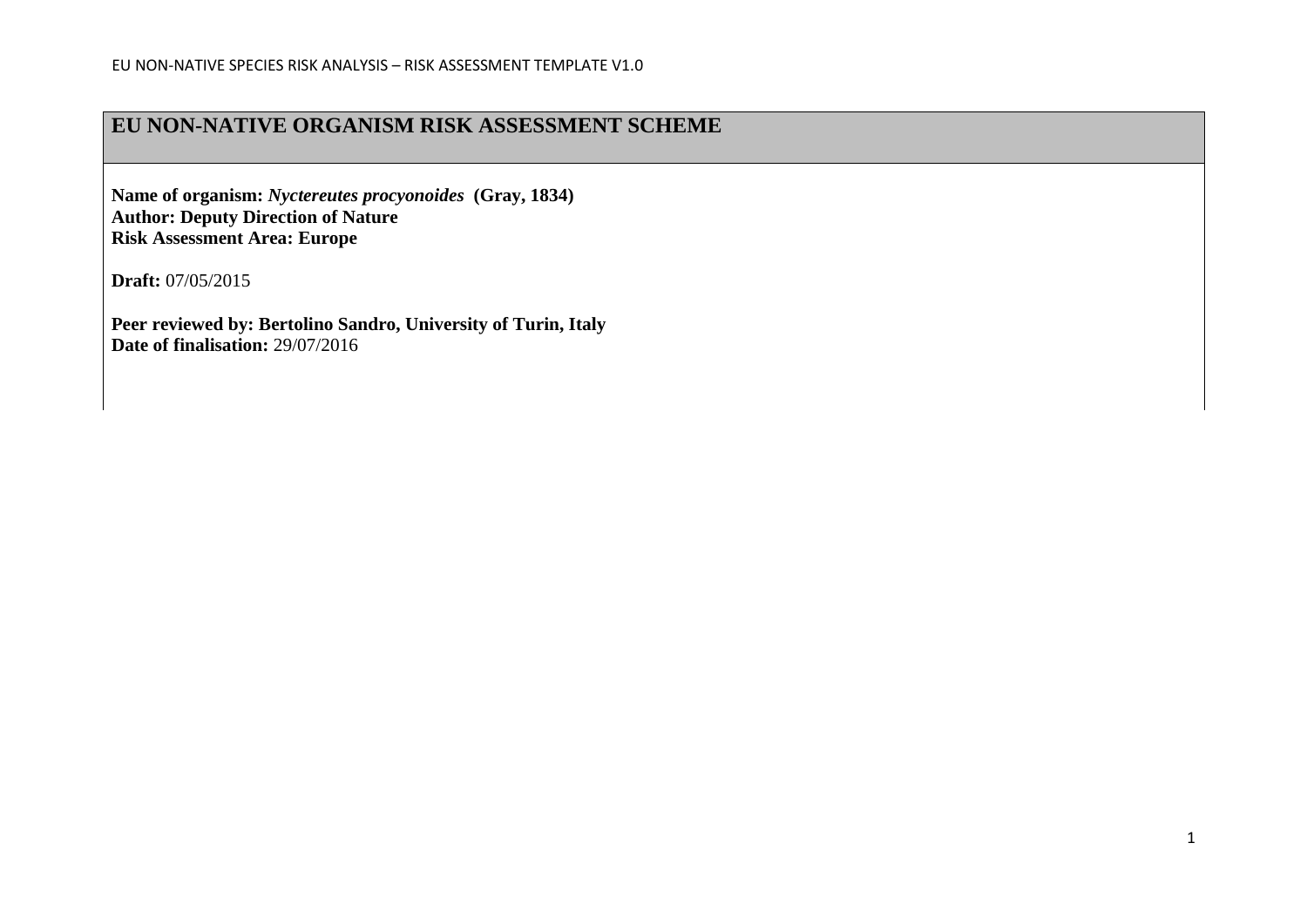# EU NON-NATIVE ORGANISM RISK ASSESSMENT SCHEME

**Name of organism:** ***Nyctereutes procyonoides*** **(Gray, 1834)**
**Author: Deputy Direction of Nature**
**Risk Assessment Area: Europe**

**Draft:** 07/05/2015

**Peer reviewed by: Bertolino Sandro, University of Turin, Italy**
**Date of finalisation:** 29/07/2016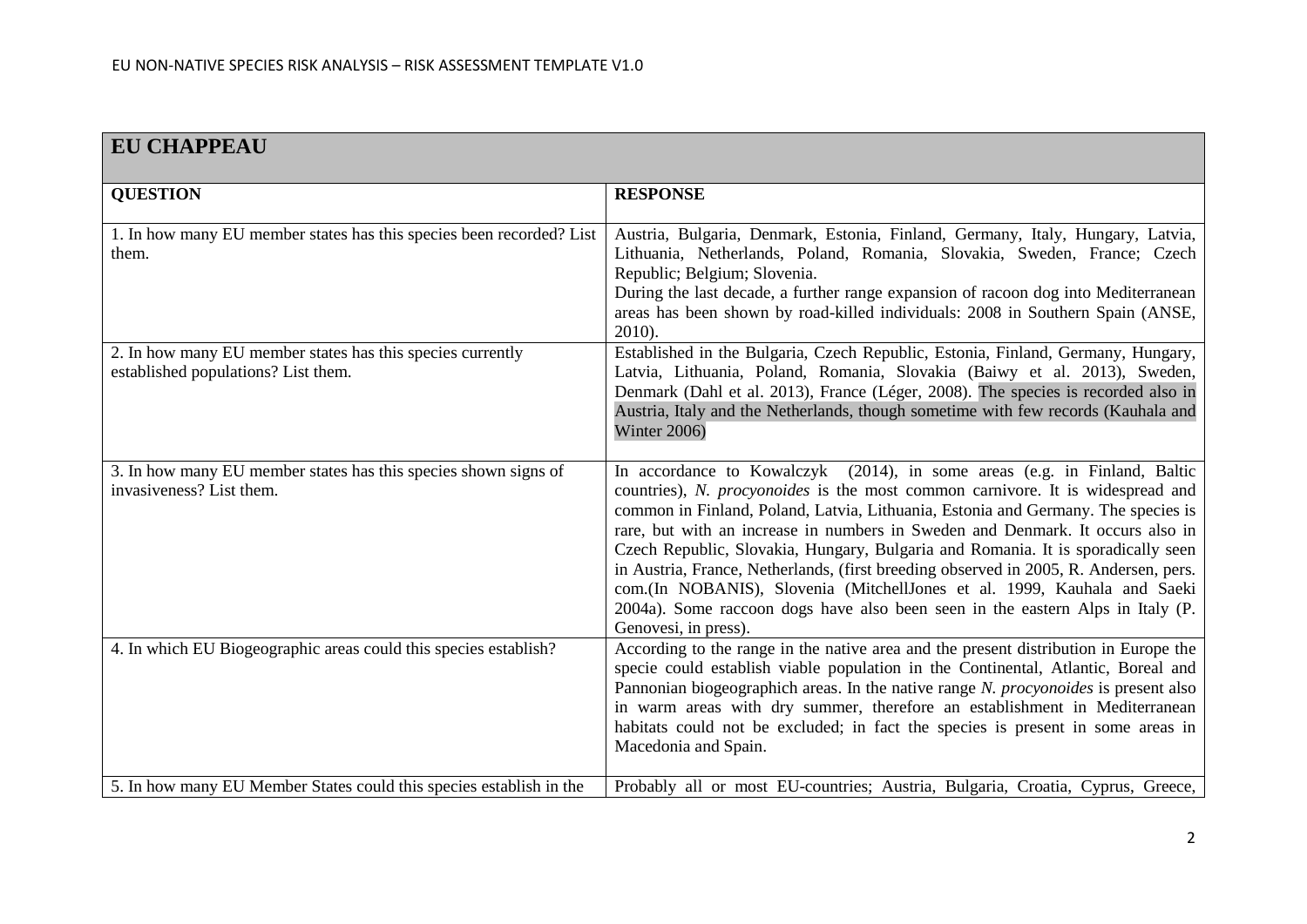## EU CHAPPEAU

| QUESTION | RESPONSE |
| --- | --- |
| 1. In how many EU member states has this species been recorded? List them. | Austria, Bulgaria, Denmark, Estonia, Finland, Germany, Italy, Hungary, Latvia, Lithuania, Netherlands, Poland, Romania, Slovakia, Sweden, France; Czech Republic; Belgium; Slovenia.<br>During the last decade, a further range expansion of racoon dog into Mediterranean areas has been shown by road-killed individuals: 2008 in Southern Spain (ANSE, 2010). |
| 2. In how many EU member states has this species currently established populations? List them. | Established in the Bulgaria, Czech Republic, Estonia, Finland, Germany, Hungary, Latvia, Lithuania, Poland, Romania, Slovakia (Baiwy et al. 2013), Sweden, Denmark (Dahl et al. 2013), France (Léger, 2008). The species is recorded also in Austria, Italy and the Netherlands, though sometime with few records (Kauhala and Winter 2006) |
| 3. In how many EU member states has this species shown signs of invasiveness? List them. | In accordance to Kowalczyk (2014), in some areas (e.g. in Finland, Baltic countries), *N. procyonoides* is the most common carnivore. It is widespread and common in Finland, Poland, Latvia, Lithuania, Estonia and Germany. The species is rare, but with an increase in numbers in Sweden and Denmark. It occurs also in Czech Republic, Slovakia, Hungary, Bulgaria and Romania. It is sporadically seen in Austria, France, Netherlands, (first breeding observed in 2005, R. Andersen, pers. com.(In NOBANIS), Slovenia (MitchellJones et al. 1999, Kauhala and Saeki 2004a). Some raccoon dogs have also been seen in the eastern Alps in Italy (P. Genovesi, in press). |
| 4. In which EU Biogeographic areas could this species establish? | According to the range in the native area and the present distribution in Europe the specie could establish viable population in the Continental, Atlantic, Boreal and Pannonian biogeographich areas. In the native range *N. procyonoides* is present also in warm areas with dry summer, therefore an establishment in Mediterranean habitats could not be excluded; in fact the species is present in some areas in Macedonia and Spain. |
| 5. In how many EU Member States could this species establish in the | Probably all or most EU-countries; Austria, Bulgaria, Croatia, Cyprus, Greece, |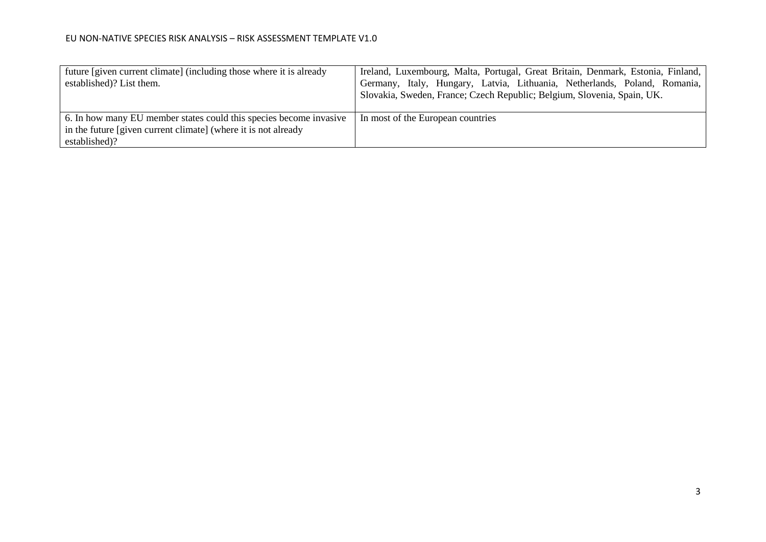| | |
|---|---|
| future [given current climate] (including those where it is already established)? List them. | Ireland, Luxembourg, Malta, Portugal, Great Britain, Denmark, Estonia, Finland, Germany, Italy, Hungary, Latvia, Lithuania, Netherlands, Poland, Romania, Slovakia, Sweden, France; Czech Republic; Belgium, Slovenia, Spain, UK. |
| 6. In how many EU member states could this species become invasive in the future [given current climate] (where it is not already established)? | In most of the European countries |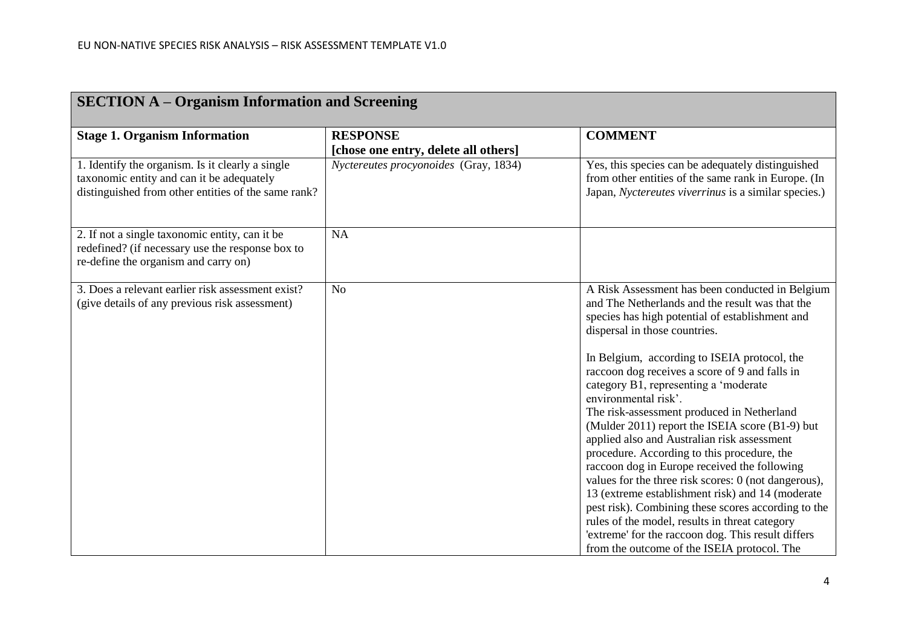| **SECTION A – Organism Information and Screening** | | |
|---|---|---|
| **Stage 1. Organism Information** | **RESPONSE** **[chose one entry, delete all others]** | **COMMENT** |
| 1. Identify the organism. Is it clearly a single taxonomic entity and can it be adequately distinguished from other entities of the same rank? | *Nyctereutes procyonoides* (Gray, 1834) | Yes, this species can be adequately distinguished from other entities of the same rank in Europe. (In Japan, *Nyctereutes viverrinus* is a similar species.) |
| 2. If not a single taxonomic entity, can it be redefined? (if necessary use the response box to re-define the organism and carry on) | NA | |
| 3. Does a relevant earlier risk assessment exist? (give details of any previous risk assessment) | No | A Risk Assessment has been conducted in Belgium and The Netherlands and the result was that the species has high potential of establishment and dispersal in those countries.<br><br>In Belgium, according to ISEIA protocol, the raccoon dog receives a score of 9 and falls in category B1, representing a 'moderate environmental risk'.<br>The risk-assessment produced in Netherland (Mulder 2011) report the ISEIA score (B1-9) but applied also and Australian risk assessment procedure. According to this procedure, the raccoon dog in Europe received the following values for the three risk scores: 0 (not dangerous), 13 (extreme establishment risk) and 14 (moderate pest risk). Combining these scores according to the rules of the model, results in threat category 'extreme' for the raccoon dog. This result differs from the outcome of the ISEIA protocol. The |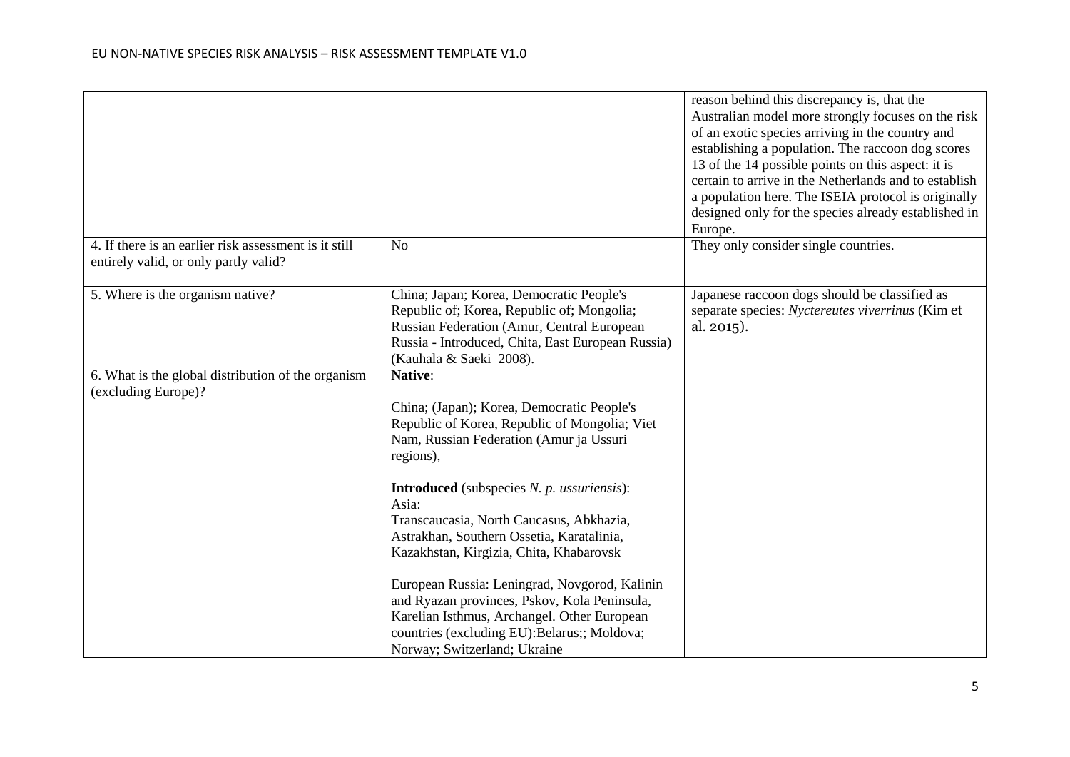| | | |
|---|---|---|
| | | reason behind this discrepancy is, that the Australian model more strongly focuses on the risk of an exotic species arriving in the country and establishing a population. The raccoon dog scores 13 of the 14 possible points on this aspect: it is certain to arrive in the Netherlands and to establish a population here. The ISEIA protocol is originally designed only for the species already established in Europe. |
| 4. If there is an earlier risk assessment is it still entirely valid, or only partly valid? | No | They only consider single countries. |
| 5. Where is the organism native? | China; Japan; Korea, Democratic People's Republic of; Korea, Republic of; Mongolia; Russian Federation (Amur, Central European Russia - Introduced, Chita, East European Russia) (Kauhala & Saeki 2008). | Japanese raccoon dogs should be classified as separate species: *Nyctereutes viverrinus* (Kim et al. 2015). |
| 6. What is the global distribution of the organism (excluding Europe)? | **Native**:<br><br>China; (Japan); Korea, Democratic People's Republic of Korea, Republic of Mongolia; Viet Nam, Russian Federation (Amur ja Ussuri regions),<br><br>**Introduced** (subspecies *N. p. ussuriensis*):<br>Asia:<br>Transcaucasia, North Caucasus, Abkhazia, Astrakhan, Southern Ossetia, Karatalinia, Kazakhstan, Kirgizia, Chita, Khabarovsk<br><br>European Russia: Leningrad, Novgorod, Kalinin and Ryazan provinces, Pskov, Kola Peninsula, Karelian Isthmus, Archangel. Other European countries (excluding EU):Belarus;; Moldova; Norway; Switzerland; Ukraine | |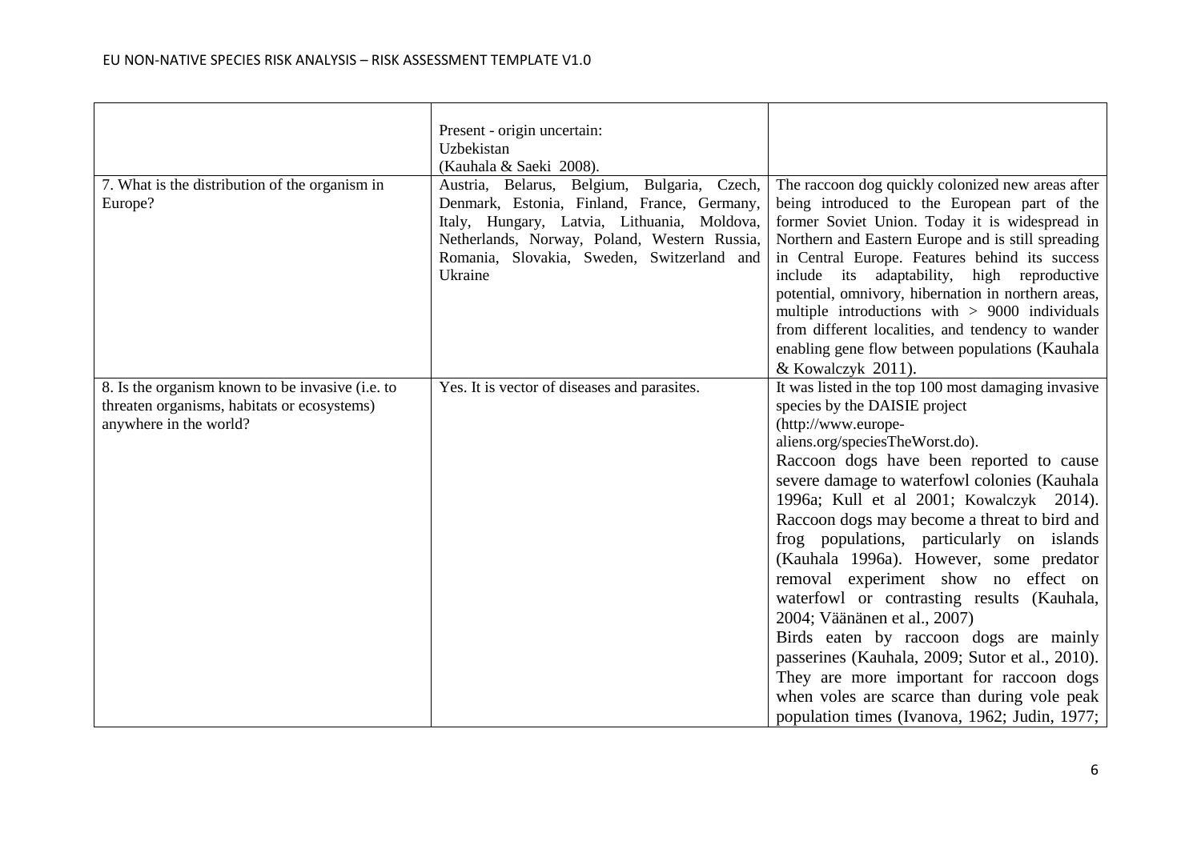| | | |
|---|---|---|
| | Present - origin uncertain: Uzbekistan (Kauhala & Saeki 2008). | |
| 7. What is the distribution of the organism in Europe? | Austria, Belarus, Belgium, Bulgaria, Czech, Denmark, Estonia, Finland, France, Germany, Italy, Hungary, Latvia, Lithuania, Moldova, Netherlands, Norway, Poland, Western Russia, Romania, Slovakia, Sweden, Switzerland and Ukraine | The raccoon dog quickly colonized new areas after being introduced to the European part of the former Soviet Union. Today it is widespread in Northern and Eastern Europe and is still spreading in Central Europe. Features behind its success include its adaptability, high reproductive potential, omnivory, hibernation in northern areas, multiple introductions with > 9000 individuals from different localities, and tendency to wander enabling gene flow between populations (Kauhala & Kowalczyk 2011). |
| 8. Is the organism known to be invasive (i.e. to threaten organisms, habitats or ecosystems) anywhere in the world? | Yes. It is vector of diseases and parasites. | It was listed in the top 100 most damaging invasive species by the DAISIE project (http://www.europe-aliens.org/speciesTheWorst.do). Raccoon dogs have been reported to cause severe damage to waterfowl colonies (Kauhala 1996a; Kull et al 2001; Kowalczyk 2014). Raccoon dogs may become a threat to bird and frog populations, particularly on islands (Kauhala 1996a). However, some predator removal experiment show no effect on waterfowl or contrasting results (Kauhala, 2004; Väänänen et al., 2007) Birds eaten by raccoon dogs are mainly passerines (Kauhala, 2009; Sutor et al., 2010). They are more important for raccoon dogs when voles are scarce than during vole peak population times (Ivanova, 1962; Judin, 1977; |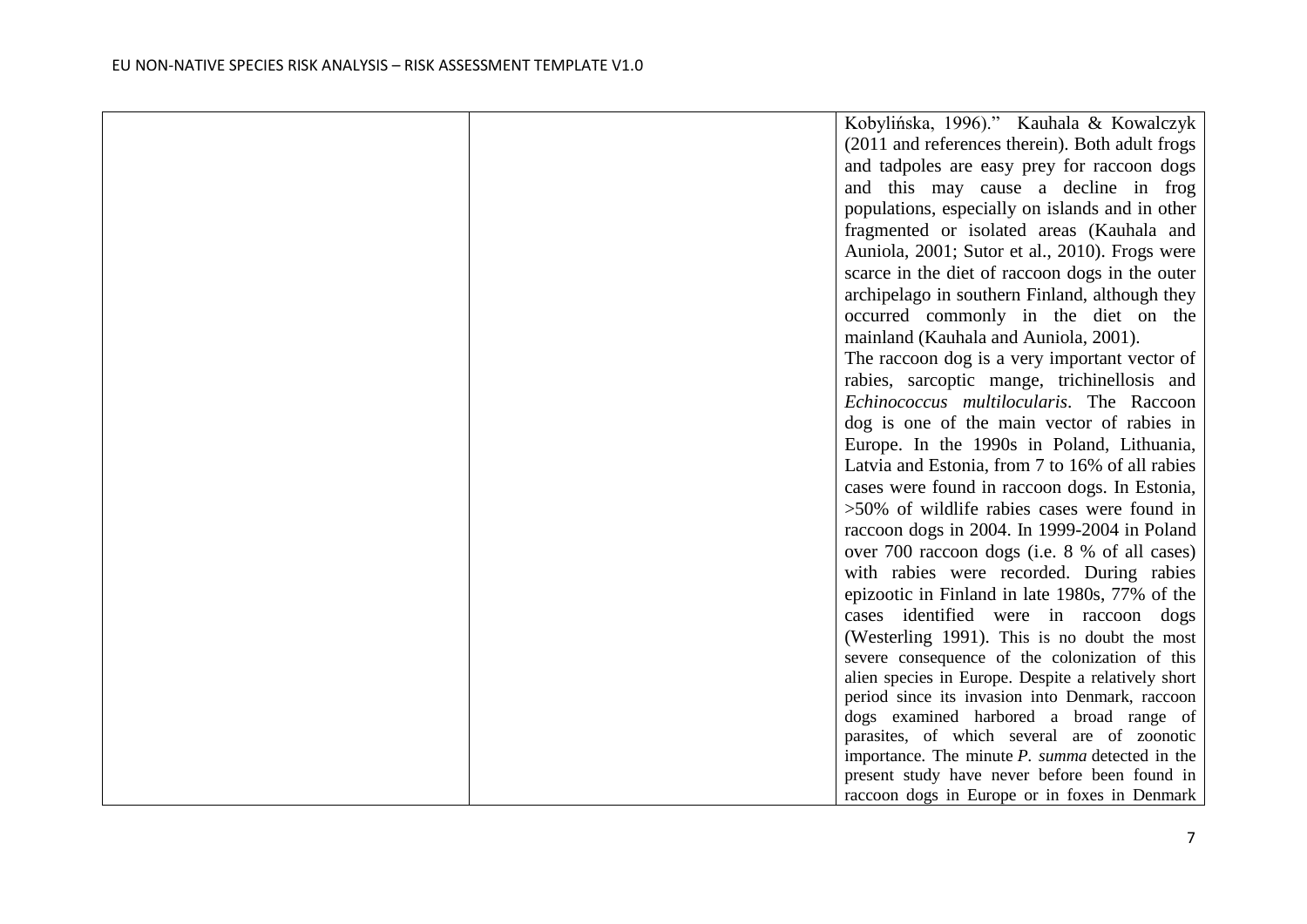| | | |
|---|---|---|
| | | Kobylińska, 1996)." Kauhala & Kowalczyk (2011 and references therein). Both adult frogs and tadpoles are easy prey for raccoon dogs and this may cause a decline in frog populations, especially on islands and in other fragmented or isolated areas (Kauhala and Auniola, 2001; Sutor et al., 2010). Frogs were scarce in the diet of raccoon dogs in the outer archipelago in southern Finland, although they occurred commonly in the diet on the mainland (Kauhala and Auniola, 2001).<br>The raccoon dog is a very important vector of rabies, sarcoptic mange, trichinellosis and *Echinococcus multilocularis*. The Raccoon dog is one of the main vector of rabies in Europe. In the 1990s in Poland, Lithuania, Latvia and Estonia, from 7 to 16% of all rabies cases were found in raccoon dogs. In Estonia, >50% of wildlife rabies cases were found in raccoon dogs in 2004. In 1999-2004 in Poland over 700 raccoon dogs (i.e. 8 % of all cases) with rabies were recorded. During rabies epizootic in Finland in late 1980s, 77% of the cases identified were in raccoon dogs (Westerling 1991). This is no doubt the most severe consequence of the colonization of this alien species in Europe. Despite a relatively short period since its invasion into Denmark, raccoon dogs examined harbored a broad range of parasites, of which several are of zoonotic importance. The minute *P. summa* detected in the present study have never before been found in raccoon dogs in Europe or in foxes in Denmark |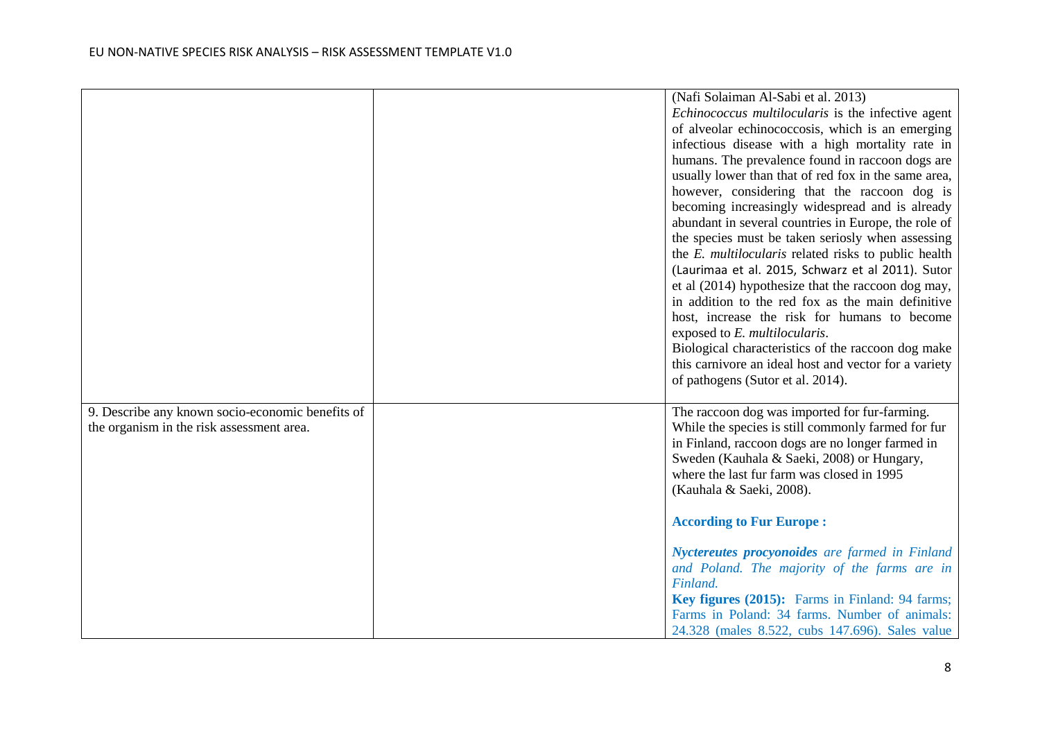| | | |
|---|---|---|
| | | (Nafi Solaiman Al-Sabi et al. 2013)<br>*Echinococcus multilocularis* is the infective agent of alveolar echinococcosis, which is an emerging infectious disease with a high mortality rate in humans. The prevalence found in raccoon dogs are usually lower than that of red fox in the same area, however, considering that the raccoon dog is becoming increasingly widespread and is already abundant in several countries in Europe, the role of the species must be taken seriosly when assessing the *E. multilocularis* related risks to public health (Laurimaa et al. 2015, Schwarz et al 2011). Sutor et al (2014) hypothesize that the raccoon dog may, in addition to the red fox as the main definitive host, increase the risk for humans to become exposed to *E. multilocularis*.<br>Biological characteristics of the raccoon dog make this carnivore an ideal host and vector for a variety of pathogens (Sutor et al. 2014). |
| 9. Describe any known socio-economic benefits of the organism in the risk assessment area. | | The raccoon dog was imported for fur-farming. While the species is still commonly farmed for fur in Finland, raccoon dogs are no longer farmed in Sweden (Kauhala & Saeki, 2008) or Hungary, where the last fur farm was closed in 1995 (Kauhala & Saeki, 2008).<br><br>**According to Fur Europe :**<br><br>***Nyctereutes procyonoides*** *are farmed in Finland and Poland. The majority of the farms are in Finland.*<br>**Key figures (2015):** Farms in Finland: 94 farms; Farms in Poland: 34 farms. Number of animals: 24.328 (males 8.522, cubs 147.696). Sales value |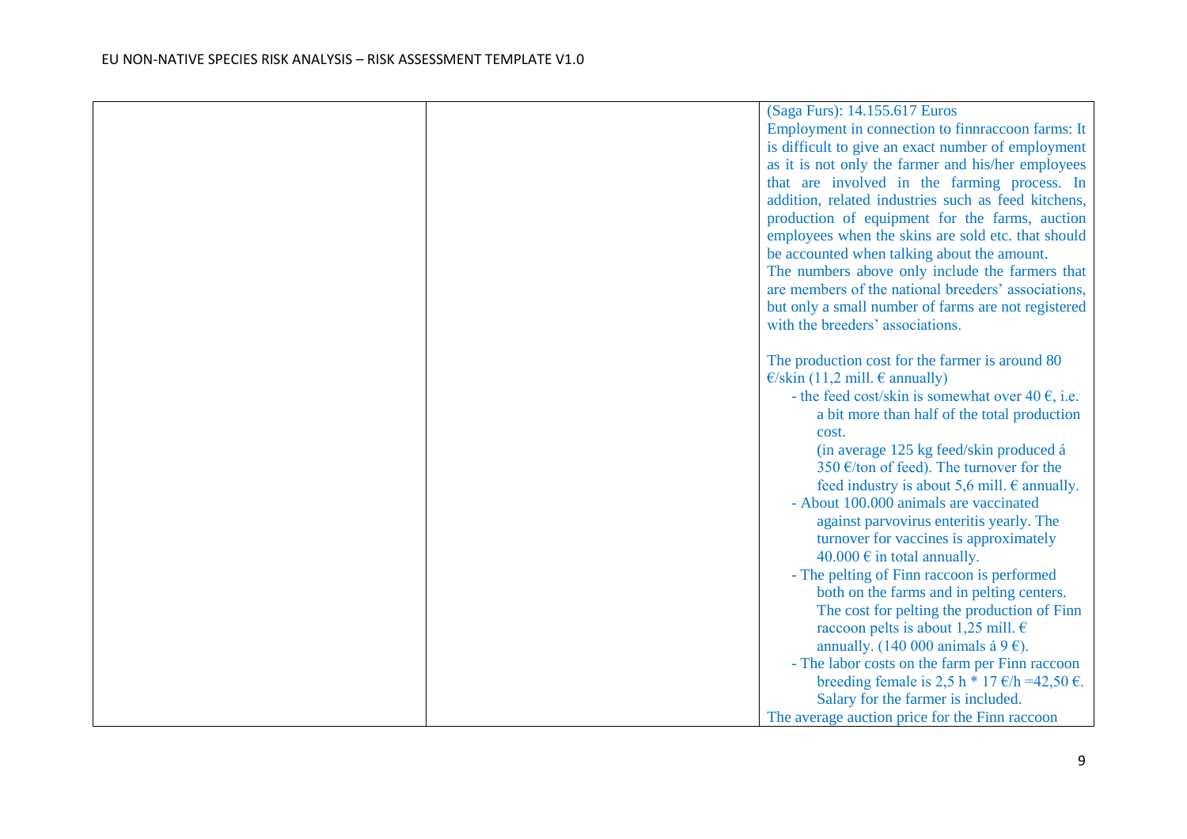| | | (Saga Furs): 14.155.617 Euros<br>Employment in connection to finnraccoon farms: It is difficult to give an exact number of employment as it is not only the farmer and his/her employees that are involved in the farming process. In addition, related industries such as feed kitchens, production of equipment for the farms, auction employees when the skins are sold etc. that should be accounted when talking about the amount.<br>The numbers above only include the farmers that are members of the national breeders' associations, but only a small number of farms are not registered with the breeders' associations.<br><br>The production cost for the farmer is around 80 €/skin (11,2 mill. € annually)<br>- the feed cost/skin is somewhat over 40 €, i.e. a bit more than half of the total production cost.<br>(in average 125 kg feed/skin produced á 350 €/ton of feed). The turnover for the feed industry is about 5,6 mill. € annually.<br>- About 100.000 animals are vaccinated against parvovirus enteritis yearly. The turnover for vaccines is approximately 40.000 € in total annually.<br>- The pelting of Finn raccoon is performed both on the farms and in pelting centers. The cost for pelting the production of Finn raccoon pelts is about 1,25 mill. € annually. (140 000 animals á 9 €).<br>- The labor costs on the farm per Finn raccoon breeding female is 2,5 h * 17 €/h =42,50 €. Salary for the farmer is included.<br>The average auction price for the Finn raccoon |
|---|---|---|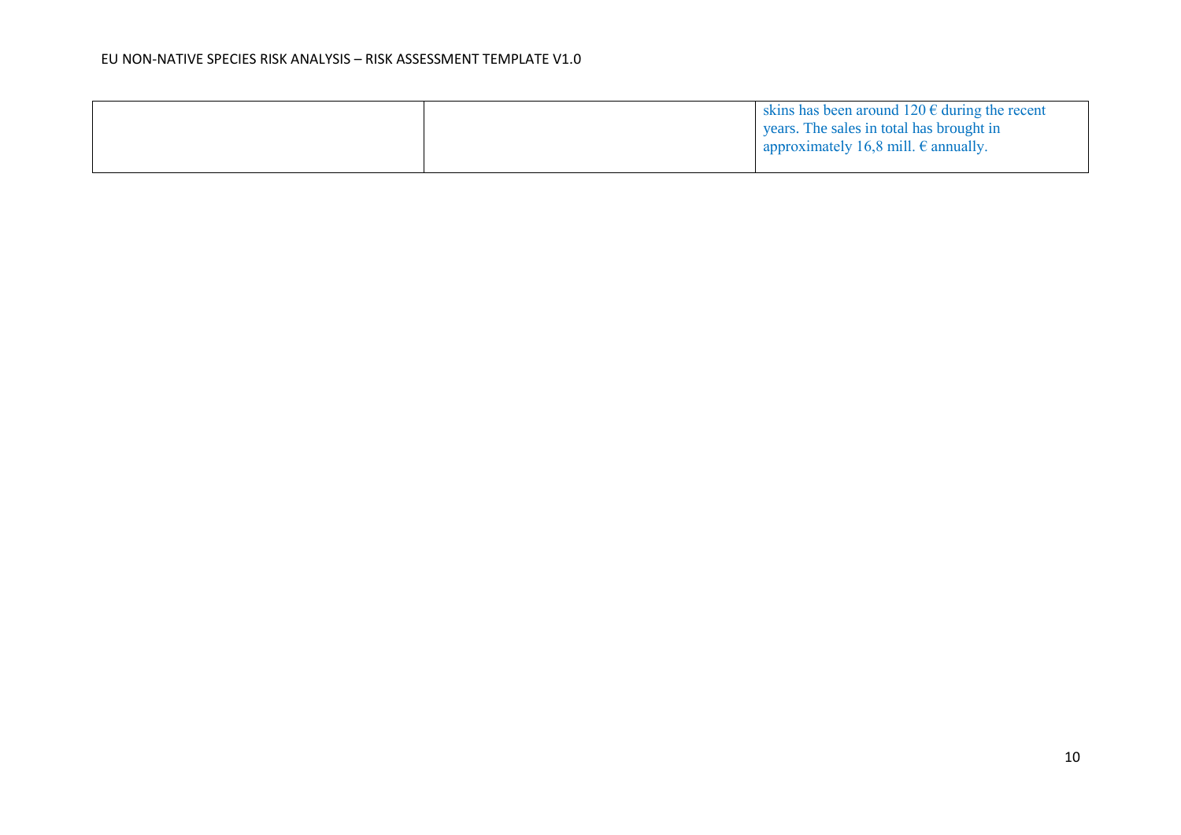| | | |
|---|---|---|
| | | skins has been around 120 € during the recent years. The sales in total has brought in approximately 16,8 mill. € annually. |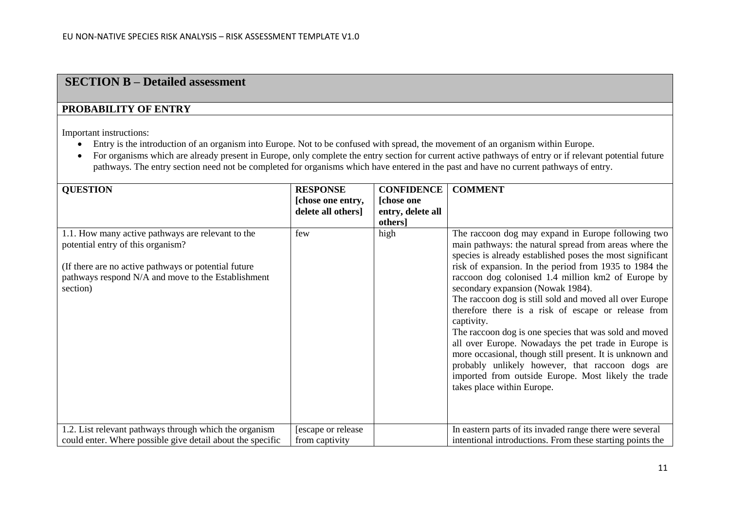## SECTION B – Detailed assessment

### PROBABILITY OF ENTRY

Important instructions:

- Entry is the introduction of an organism into Europe. Not to be confused with spread, the movement of an organism within Europe.
- For organisms which are already present in Europe, only complete the entry section for current active pathways of entry or if relevant potential future pathways. The entry section need not be completed for organisms which have entered in the past and have no current pathways of entry.

| QUESTION | RESPONSE [chose one entry, delete all others] | CONFIDENCE [chose one entry, delete all others] | COMMENT |
|---|---|---|---|
| 1.1. How many active pathways are relevant to the potential entry of this organism?<br><br>(If there are no active pathways or potential future pathways respond N/A and move to the Establishment section) | few | high | The raccoon dog may expand in Europe following two main pathways: the natural spread from areas where the species is already established poses the most significant risk of expansion. In the period from 1935 to 1984 the raccoon dog colonised 1.4 million km2 of Europe by secondary expansion (Nowak 1984).<br>The raccoon dog is still sold and moved all over Europe therefore there is a risk of escape or release from captivity.<br>The raccoon dog is one species that was sold and moved all over Europe. Nowadays the pet trade in Europe is more occasional, though still present. It is unknown and probably unlikely however, that raccoon dogs are imported from outside Europe. Most likely the trade takes place within Europe. |
| 1.2. List relevant pathways through which the organism could enter. Where possible give detail about the specific | [escape or release from captivity | | In eastern parts of its invaded range there were several intentional introductions. From these starting points the |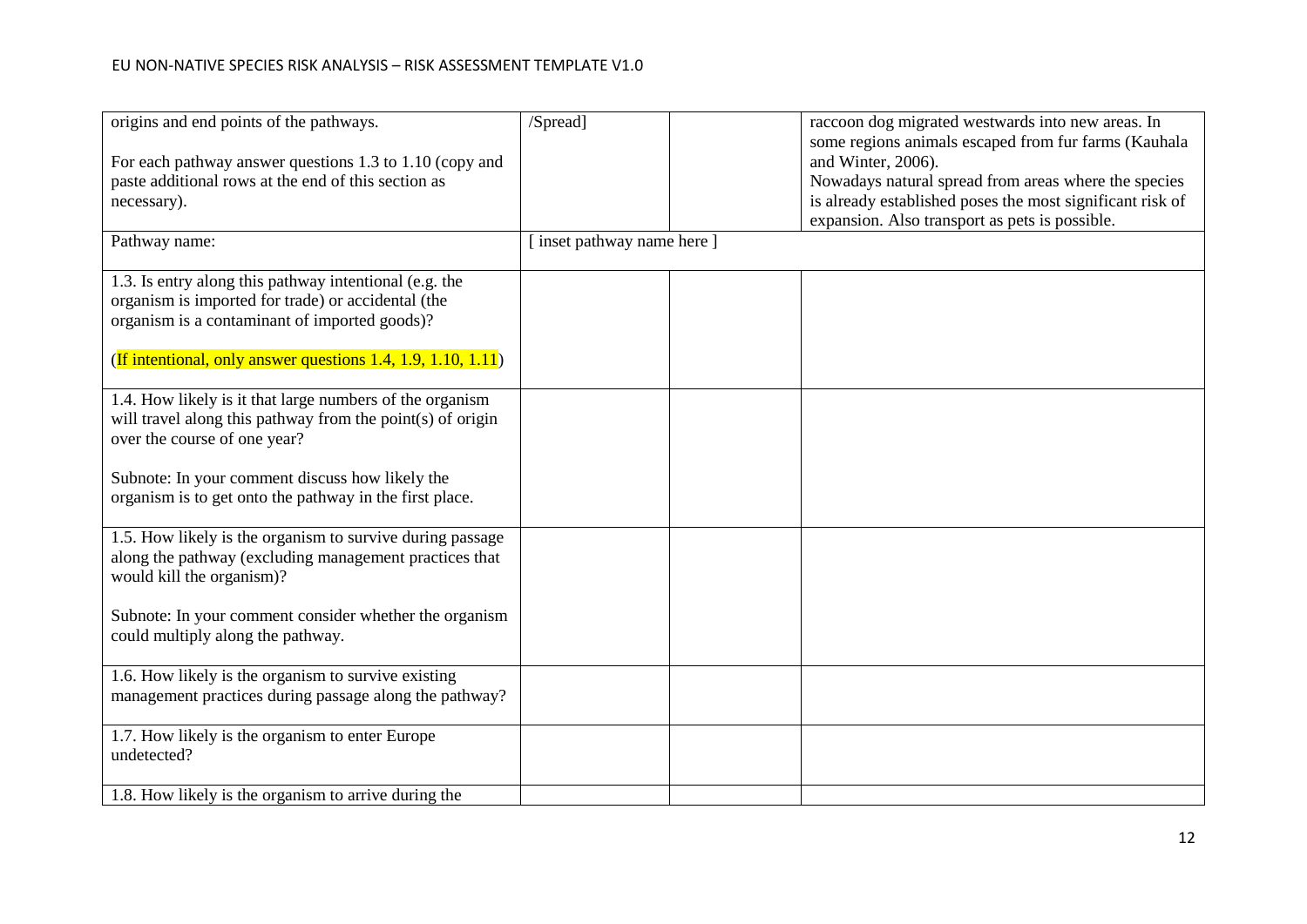| | | | |
|---|---|---|---|
| origins and end points of the pathways.<br><br>For each pathway answer questions 1.3 to 1.10 (copy and paste additional rows at the end of this section as necessary). | /Spread] | | raccoon dog migrated westwards into new areas. In some regions animals escaped from fur farms (Kauhala and Winter, 2006).<br>Nowadays natural spread from areas where the species is already established poses the most significant risk of expansion. Also transport as pets is possible. |
| Pathway name: | [ inset pathway name here ] | | |
| 1.3. Is entry along this pathway intentional (e.g. the organism is imported for trade) or accidental (the organism is a contaminant of imported goods)?<br><br>(If intentional, only answer questions 1.4, 1.9, 1.10, 1.11) | | | |
| 1.4. How likely is it that large numbers of the organism will travel along this pathway from the point(s) of origin over the course of one year?<br><br>Subnote: In your comment discuss how likely the organism is to get onto the pathway in the first place. | | | |
| 1.5. How likely is the organism to survive during passage along the pathway (excluding management practices that would kill the organism)?<br><br>Subnote: In your comment consider whether the organism could multiply along the pathway. | | | |
| 1.6. How likely is the organism to survive existing management practices during passage along the pathway? | | | |
| 1.7. How likely is the organism to enter Europe undetected? | | | |
| 1.8. How likely is the organism to arrive during the | | | |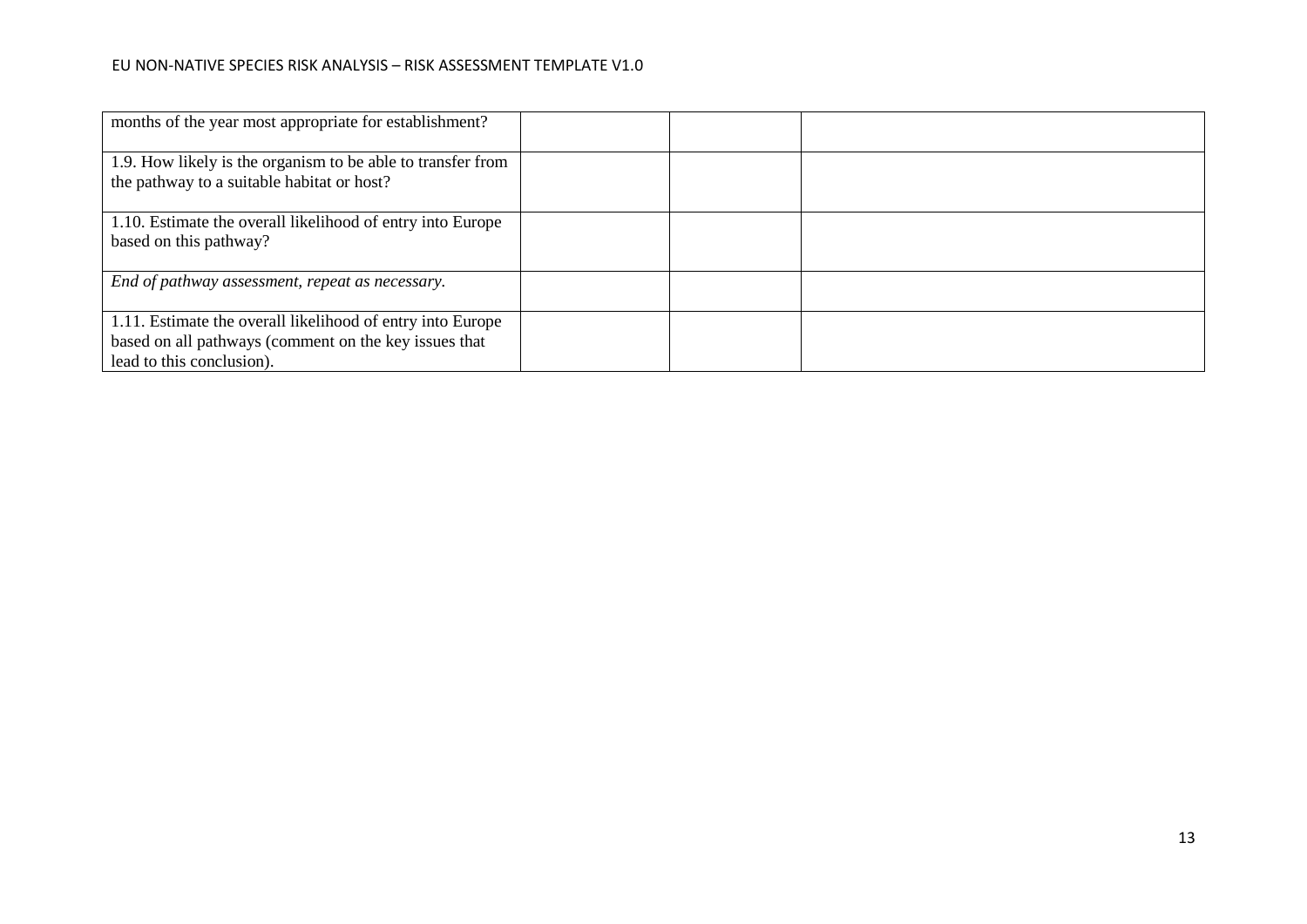| | | | |
|---|---|---|---|
| months of the year most appropriate for establishment? | | | |
| 1.9. How likely is the organism to be able to transfer from the pathway to a suitable habitat or host? | | | |
| 1.10. Estimate the overall likelihood of entry into Europe based on this pathway? | | | |
| *End of pathway assessment, repeat as necessary.* | | | |
| 1.11. Estimate the overall likelihood of entry into Europe based on all pathways (comment on the key issues that lead to this conclusion). | | | |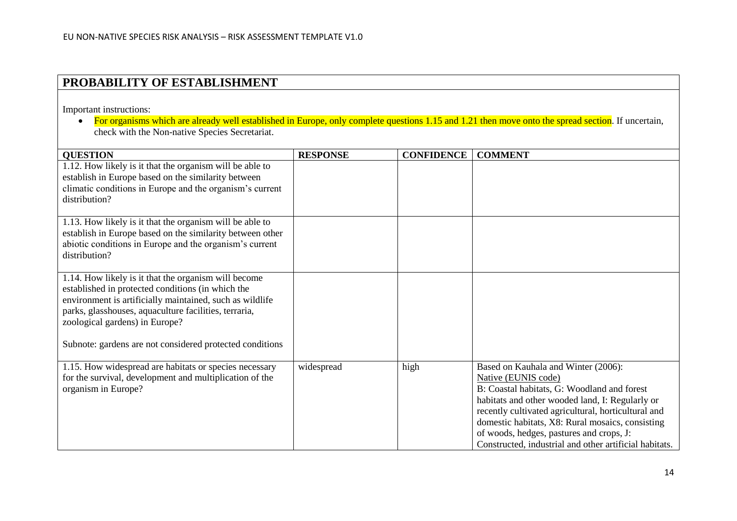## PROBABILITY OF ESTABLISHMENT

Important instructions:

- For organisms which are already well established in Europe, only complete questions 1.15 and 1.21 then move onto the spread section. If uncertain, check with the Non-native Species Secretariat.

| QUESTION | RESPONSE | CONFIDENCE | COMMENT |
|---|---|---|---|
| 1.12. How likely is it that the organism will be able to establish in Europe based on the similarity between climatic conditions in Europe and the organism's current distribution? | | | |
| 1.13. How likely is it that the organism will be able to establish in Europe based on the similarity between other abiotic conditions in Europe and the organism's current distribution? | | | |
| 1.14. How likely is it that the organism will become established in protected conditions (in which the environment is artificially maintained, such as wildlife parks, glasshouses, aquaculture facilities, terraria, zoological gardens) in Europe?<br><br>Subnote: gardens are not considered protected conditions | | | |
| 1.15. How widespread are habitats or species necessary for the survival, development and multiplication of the organism in Europe? | widespread | high | Based on Kauhala and Winter (2006):<br>Native (EUNIS code)<br>B: Coastal habitats, G: Woodland and forest habitats and other wooded land, I: Regularly or recently cultivated agricultural, horticultural and domestic habitats, X8: Rural mosaics, consisting of woods, hedges, pastures and crops, J: Constructed, industrial and other artificial habitats. |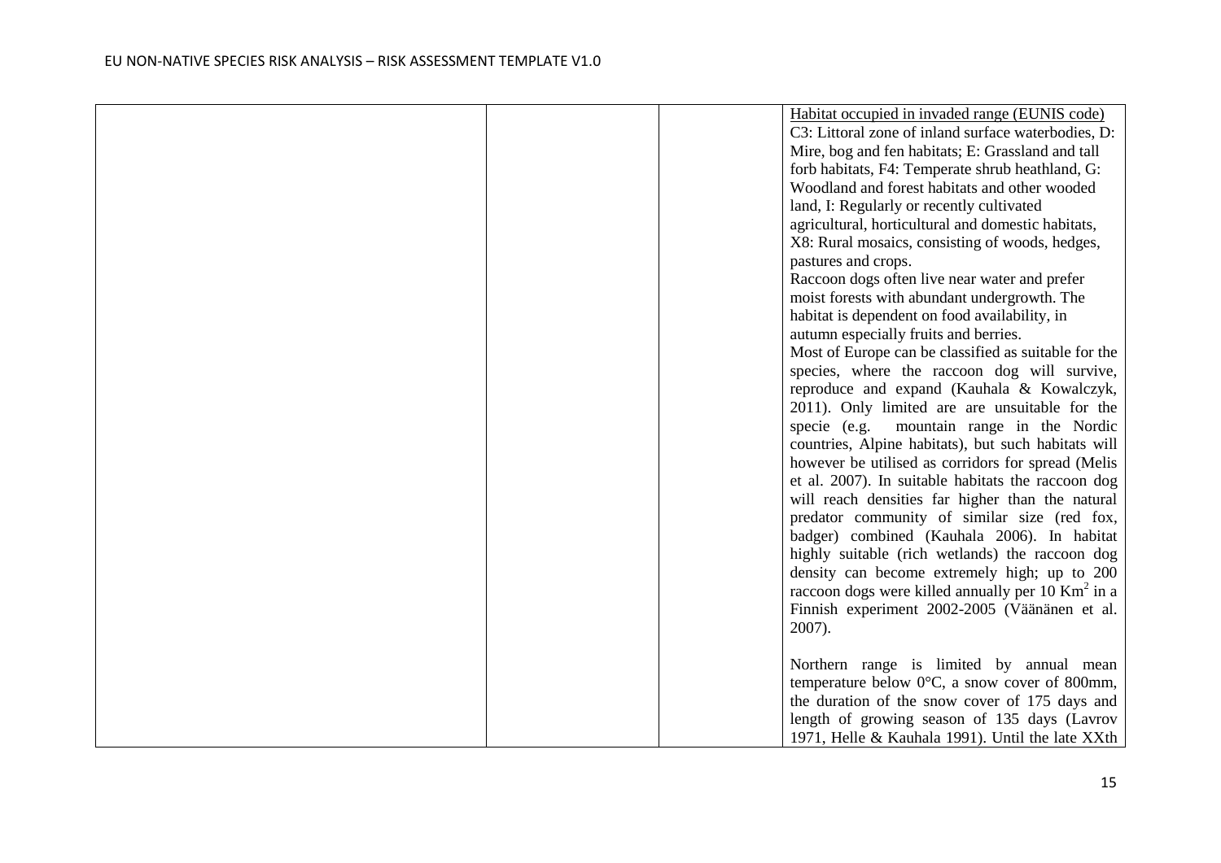| | | | Habitat occupied in invaded range (EUNIS code)<br>C3: Littoral zone of inland surface waterbodies, D: Mire, bog and fen habitats; E: Grassland and tall forb habitats, F4: Temperate shrub heathland, G: Woodland and forest habitats and other wooded land, I: Regularly or recently cultivated agricultural, horticultural and domestic habitats, X8: Rural mosaics, consisting of woods, hedges, pastures and crops.<br>Raccoon dogs often live near water and prefer moist forests with abundant undergrowth. The habitat is dependent on food availability, in autumn especially fruits and berries.<br>Most of Europe can be classified as suitable for the species, where the raccoon dog will survive, reproduce and expand (Kauhala & Kowalczyk, 2011). Only limited are are unsuitable for the specie (e.g. mountain range in the Nordic countries, Alpine habitats), but such habitats will however be utilised as corridors for spread (Melis et al. 2007). In suitable habitats the raccoon dog will reach densities far higher than the natural predator community of similar size (red fox, badger) combined (Kauhala 2006). In habitat highly suitable (rich wetlands) the raccoon dog density can become extremely high; up to 200 raccoon dogs were killed annually per 10 $Km^2$ in a Finnish experiment 2002-2005 (Väänänen et al. 2007).<br><br>Northern range is limited by annual mean temperature below 0°C, a snow cover of 800mm, the duration of the snow cover of 175 days and length of growing season of 135 days (Lavrov 1971, Helle & Kauhala 1991). Until the late XXth |
|---|---|---|---|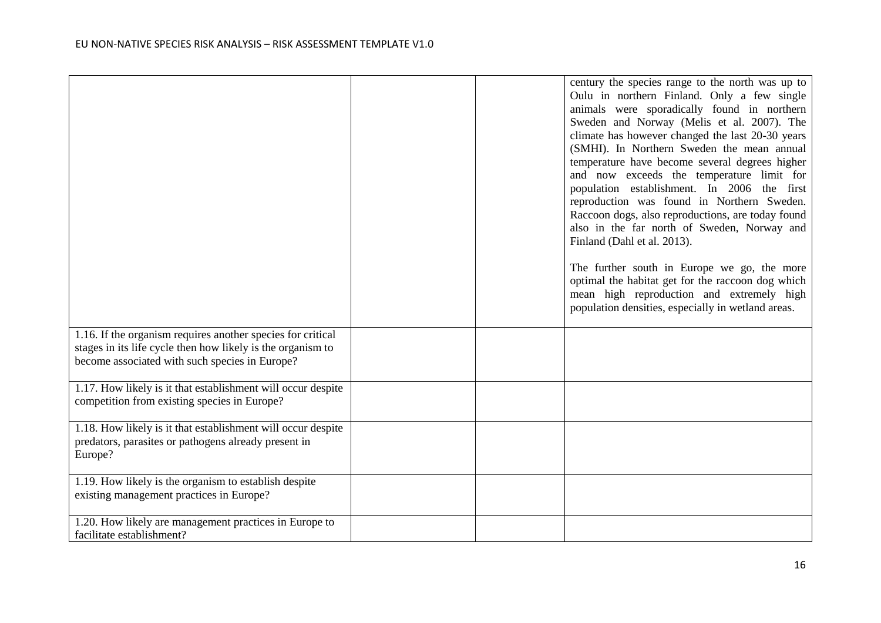| | | | |
|---|---|---|---|
| | | | century the species range to the north was up to Oulu in northern Finland. Only a few single animals were sporadically found in northern Sweden and Norway (Melis et al. 2007). The climate has however changed the last 20-30 years (SMHI). In Northern Sweden the mean annual temperature have become several degrees higher and now exceeds the temperature limit for population establishment. In 2006 the first reproduction was found in Northern Sweden. Raccoon dogs, also reproductions, are today found also in the far north of Sweden, Norway and Finland (Dahl et al. 2013).<br><br>The further south in Europe we go, the more optimal the habitat get for the raccoon dog which mean high reproduction and extremely high population densities, especially in wetland areas. |
| 1.16. If the organism requires another species for critical stages in its life cycle then how likely is the organism to become associated with such species in Europe? | | | |
| 1.17. How likely is it that establishment will occur despite competition from existing species in Europe? | | | |
| 1.18. How likely is it that establishment will occur despite predators, parasites or pathogens already present in Europe? | | | |
| 1.19. How likely is the organism to establish despite existing management practices in Europe? | | | |
| 1.20. How likely are management practices in Europe to facilitate establishment? | | | |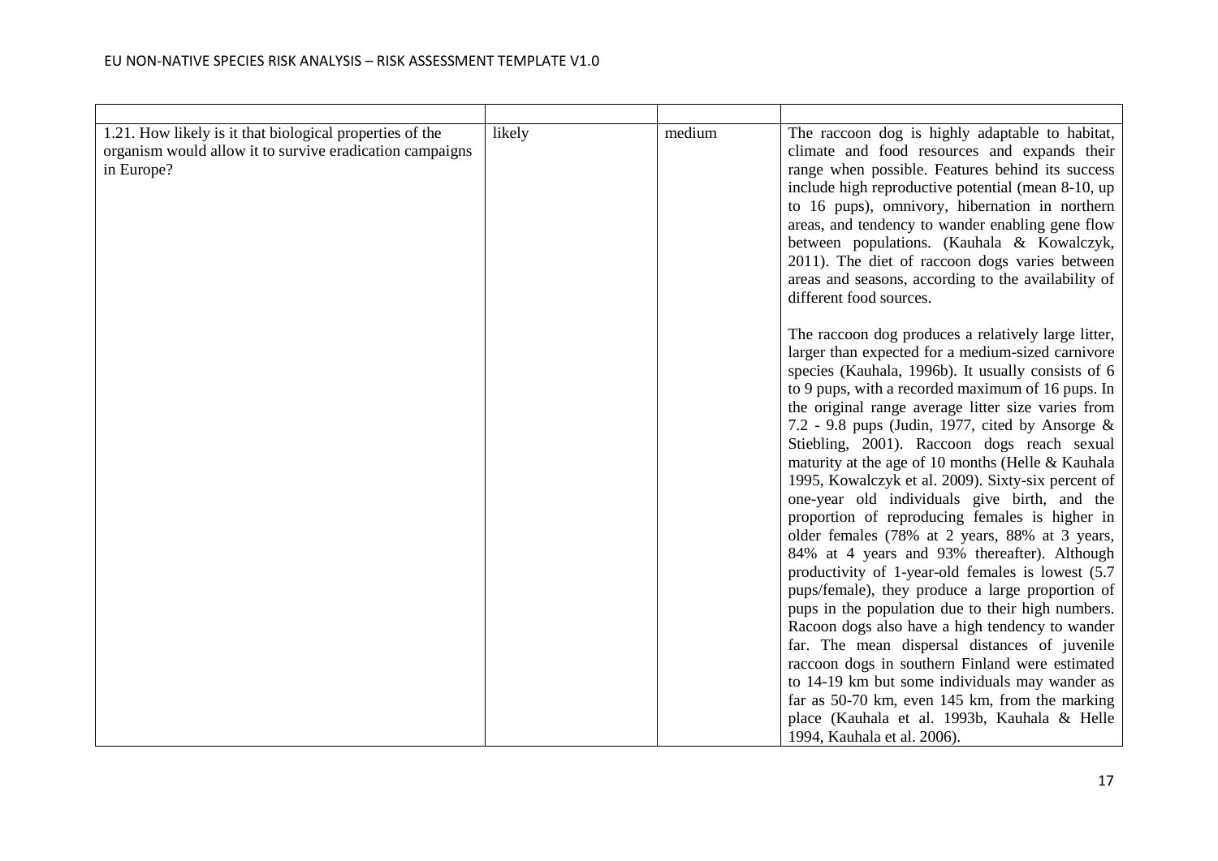| | | | |
|---|---|---|---|
| 1.21. How likely is it that biological properties of the organism would allow it to survive eradication campaigns in Europe? | likely | medium | The raccoon dog is highly adaptable to habitat, climate and food resources and expands their range when possible. Features behind its success include high reproductive potential (mean 8-10, up to 16 pups), omnivory, hibernation in northern areas, and tendency to wander enabling gene flow between populations. (Kauhala & Kowalczyk, 2011). The diet of raccoon dogs varies between areas and seasons, according to the availability of different food sources.<br><br>The raccoon dog produces a relatively large litter, larger than expected for a medium-sized carnivore species (Kauhala, 1996b). It usually consists of 6 to 9 pups, with a recorded maximum of 16 pups. In the original range average litter size varies from 7.2 - 9.8 pups (Judin, 1977, cited by Ansorge & Stiebling, 2001). Raccoon dogs reach sexual maturity at the age of 10 months (Helle & Kauhala 1995, Kowalczyk et al. 2009). Sixty-six percent of one-year old individuals give birth, and the proportion of reproducing females is higher in older females (78% at 2 years, 88% at 3 years, 84% at 4 years and 93% thereafter). Although productivity of 1-year-old females is lowest (5.7 pups/female), they produce a large proportion of pups in the population due to their high numbers. Racoon dogs also have a high tendency to wander far. The mean dispersal distances of juvenile raccoon dogs in southern Finland were estimated to 14-19 km but some individuals may wander as far as 50-70 km, even 145 km, from the marking place (Kauhala et al. 1993b, Kauhala & Helle 1994, Kauhala et al. 2006). |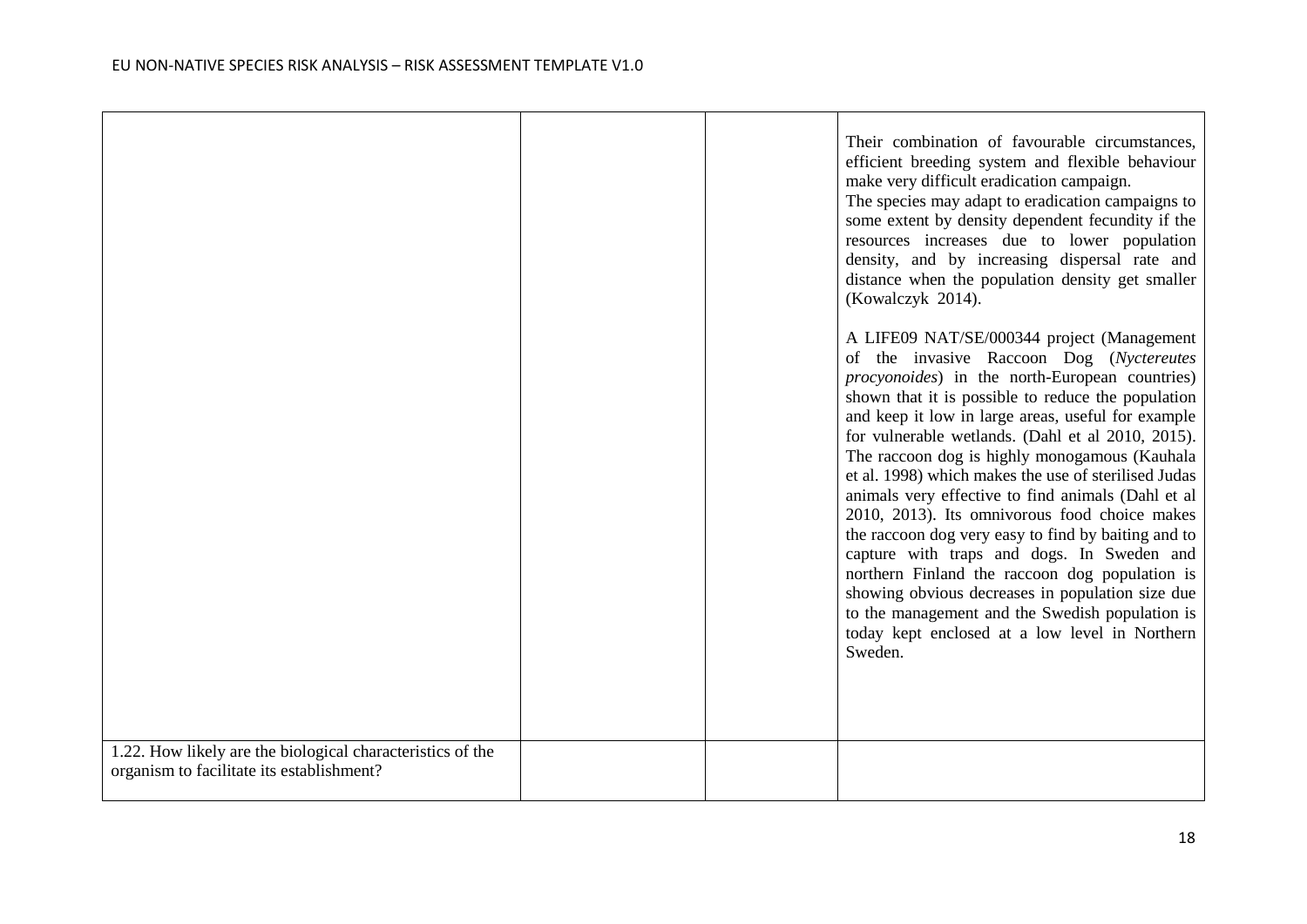| | | | |
|---|---|---|---|
| | | | Their combination of favourable circumstances, efficient breeding system and flexible behaviour make very difficult eradication campaign.<br>The species may adapt to eradication campaigns to some extent by density dependent fecundity if the resources increases due to lower population density, and by increasing dispersal rate and distance when the population density get smaller (Kowalczyk 2014).<br><br>A LIFE09 NAT/SE/000344 project (Management of the invasive Raccoon Dog (*Nyctereutes procyonoides*) in the north-European countries) shown that it is possible to reduce the population and keep it low in large areas, useful for example for vulnerable wetlands. (Dahl et al 2010, 2015). The raccoon dog is highly monogamous (Kauhala et al. 1998) which makes the use of sterilised Judas animals very effective to find animals (Dahl et al 2010, 2013). Its omnivorous food choice makes the raccoon dog very easy to find by baiting and to capture with traps and dogs. In Sweden and northern Finland the raccoon dog population is showing obvious decreases in population size due to the management and the Swedish population is today kept enclosed at a low level in Northern Sweden. |
| 1.22. How likely are the biological characteristics of the organism to facilitate its establishment? | | | |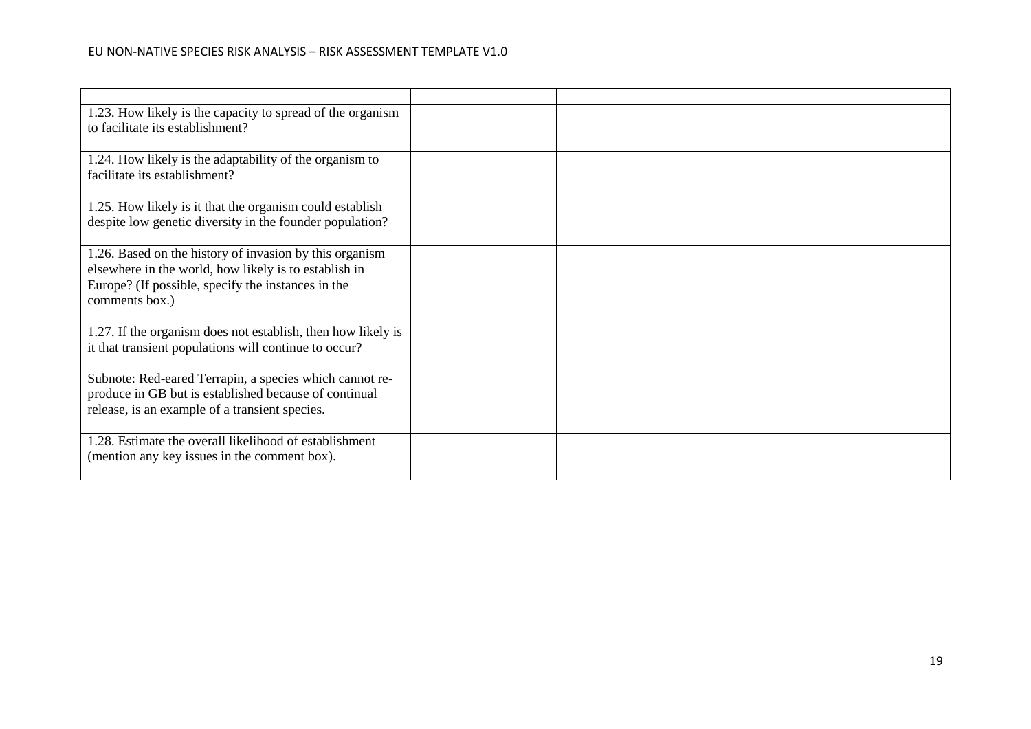| | | | |
|---|---|---|---|
| 1.23. How likely is the capacity to spread of the organism to facilitate its establishment? | | | |
| 1.24. How likely is the adaptability of the organism to facilitate its establishment? | | | |
| 1.25. How likely is it that the organism could establish despite low genetic diversity in the founder population? | | | |
| 1.26. Based on the history of invasion by this organism elsewhere in the world, how likely is to establish in Europe? (If possible, specify the instances in the comments box.) | | | |
| 1.27. If the organism does not establish, then how likely is it that transient populations will continue to occur?<br><br>Subnote: Red-eared Terrapin, a species which cannot re-produce in GB but is established because of continual release, is an example of a transient species. | | | |
| 1.28. Estimate the overall likelihood of establishment (mention any key issues in the comment box). | | | |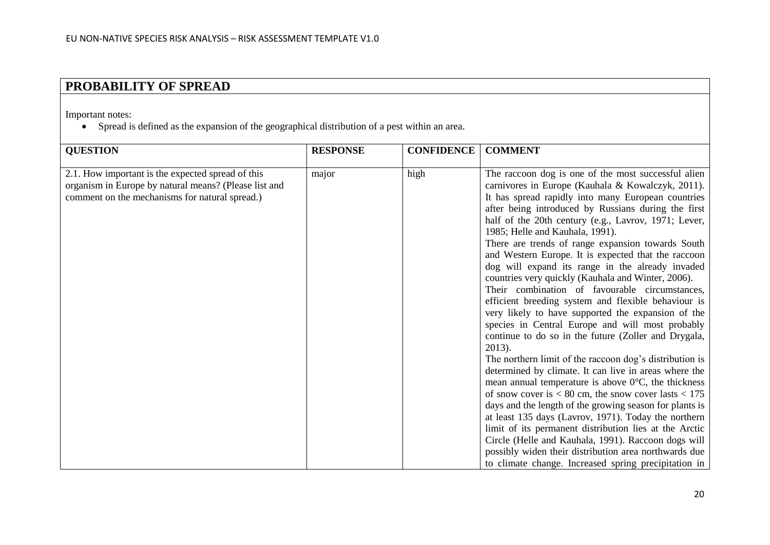## PROBABILITY OF SPREAD

Important notes:

- Spread is defined as the expansion of the geographical distribution of a pest within an area.

| QUESTION | RESPONSE | CONFIDENCE | COMMENT |
| --- | --- | --- | --- |
| 2.1. How important is the expected spread of this organism in Europe by natural means? (Please list and comment on the mechanisms for natural spread.) | major | high | The raccoon dog is one of the most successful alien carnivores in Europe (Kauhala & Kowalczyk, 2011). It has spread rapidly into many European countries after being introduced by Russians during the first half of the 20th century (e.g., Lavrov, 1971; Lever, 1985; Helle and Kauhala, 1991).<br>There are trends of range expansion towards South and Western Europe. It is expected that the raccoon dog will expand its range in the already invaded countries very quickly (Kauhala and Winter, 2006).<br>Their combination of favourable circumstances, efficient breeding system and flexible behaviour is very likely to have supported the expansion of the species in Central Europe and will most probably continue to do so in the future (Zoller and Drygala, 2013).<br>The northern limit of the raccoon dog's distribution is determined by climate. It can live in areas where the mean annual temperature is above 0°C, the thickness of snow cover is < 80 cm, the snow cover lasts < 175 days and the length of the growing season for plants is at least 135 days (Lavrov, 1971). Today the northern limit of its permanent distribution lies at the Arctic Circle (Helle and Kauhala, 1991). Raccoon dogs will possibly widen their distribution area northwards due to climate change. Increased spring precipitation in |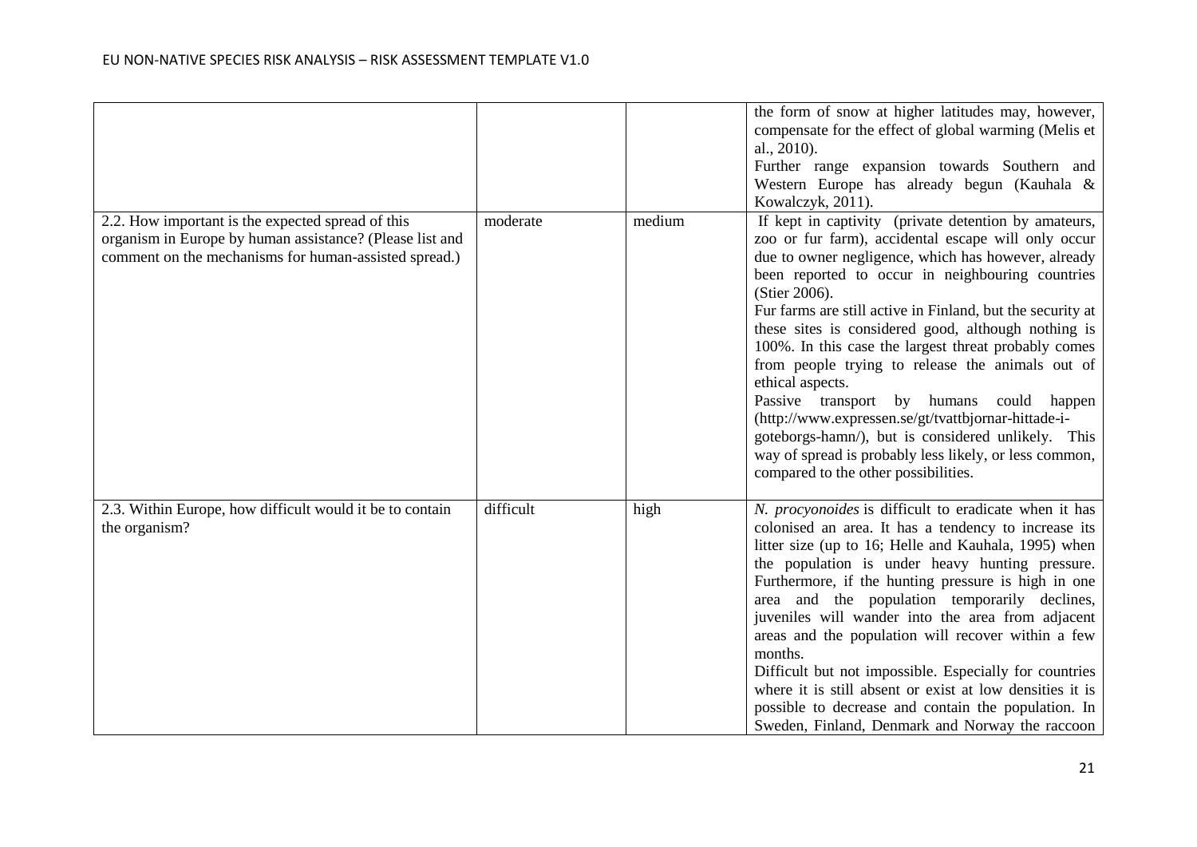| | | | |
|---|---|---|---|
| | | | the form of snow at higher latitudes may, however, compensate for the effect of global warming (Melis et al., 2010).<br>Further range expansion towards Southern and Western Europe has already begun (Kauhala & Kowalczyk, 2011). |
| 2.2. How important is the expected spread of this organism in Europe by human assistance? (Please list and comment on the mechanisms for human-assisted spread.) | moderate | medium | If kept in captivity (private detention by amateurs, zoo or fur farm), accidental escape will only occur due to owner negligence, which has however, already been reported to occur in neighbouring countries (Stier 2006).<br>Fur farms are still active in Finland, but the security at these sites is considered good, although nothing is 100%. In this case the largest threat probably comes from people trying to release the animals out of ethical aspects.<br>Passive transport by humans could happen (http://www.expressen.se/gt/tvattbjornar-hittade-i-goteborgs-hamn/), but is considered unlikely. This way of spread is probably less likely, or less common, compared to the other possibilities. |
| 2.3. Within Europe, how difficult would it be to contain the organism? | difficult | high | *N. procyonoides* is difficult to eradicate when it has colonised an area. It has a tendency to increase its litter size (up to 16; Helle and Kauhala, 1995) when the population is under heavy hunting pressure. Furthermore, if the hunting pressure is high in one area and the population temporarily declines, juveniles will wander into the area from adjacent areas and the population will recover within a few months.<br>Difficult but not impossible. Especially for countries where it is still absent or exist at low densities it is possible to decrease and contain the population. In Sweden, Finland, Denmark and Norway the raccoon |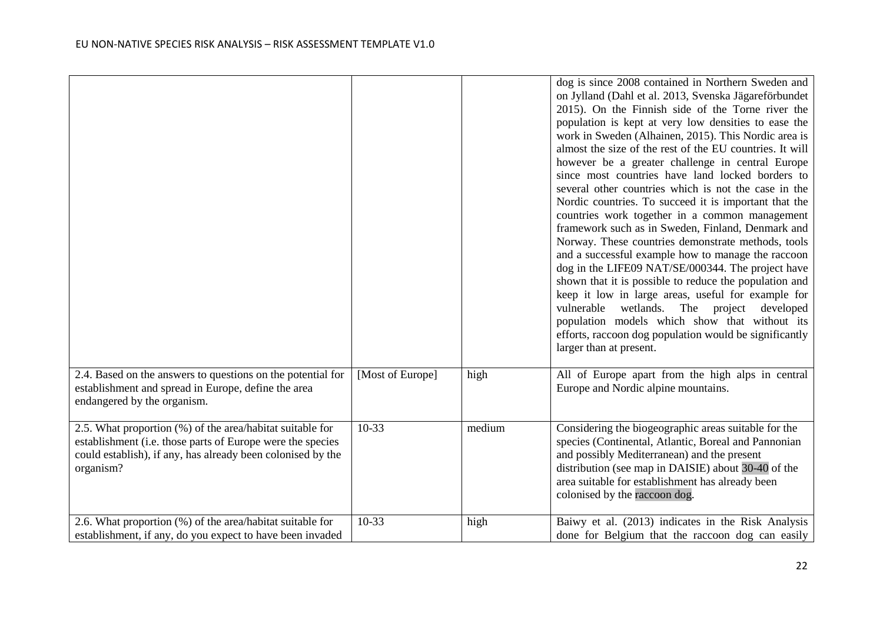| | | | |
|---|---|---|---|
| | | | dog is since 2008 contained in Northern Sweden and on Jylland (Dahl et al. 2013, Svenska Jägareförbundet 2015). On the Finnish side of the Torne river the population is kept at very low densities to ease the work in Sweden (Alhainen, 2015). This Nordic area is almost the size of the rest of the EU countries. It will however be a greater challenge in central Europe since most countries have land locked borders to several other countries which is not the case in the Nordic countries. To succeed it is important that the countries work together in a common management framework such as in Sweden, Finland, Denmark and Norway. These countries demonstrate methods, tools and a successful example how to manage the raccoon dog in the LIFE09 NAT/SE/000344. The project have shown that it is possible to reduce the population and keep it low in large areas, useful for example for vulnerable wetlands. The project developed population models which show that without its efforts, raccoon dog population would be significantly larger than at present. |
| 2.4. Based on the answers to questions on the potential for establishment and spread in Europe, define the area endangered by the organism. | [Most of Europe] | high | All of Europe apart from the high alps in central Europe and Nordic alpine mountains. |
| 2.5. What proportion (%) of the area/habitat suitable for establishment (i.e. those parts of Europe were the species could establish), if any, has already been colonised by the organism? | 10-33 | medium | Considering the biogeographic areas suitable for the species (Continental, Atlantic, Boreal and Pannonian and possibly Mediterranean) and the present distribution (see map in DAISIE) about 30-40 of the area suitable for establishment has already been colonised by the raccoon dog. |
| 2.6. What proportion (%) of the area/habitat suitable for establishment, if any, do you expect to have been invaded | 10-33 | high | Baiwy et al. (2013) indicates in the Risk Analysis done for Belgium that the raccoon dog can easily |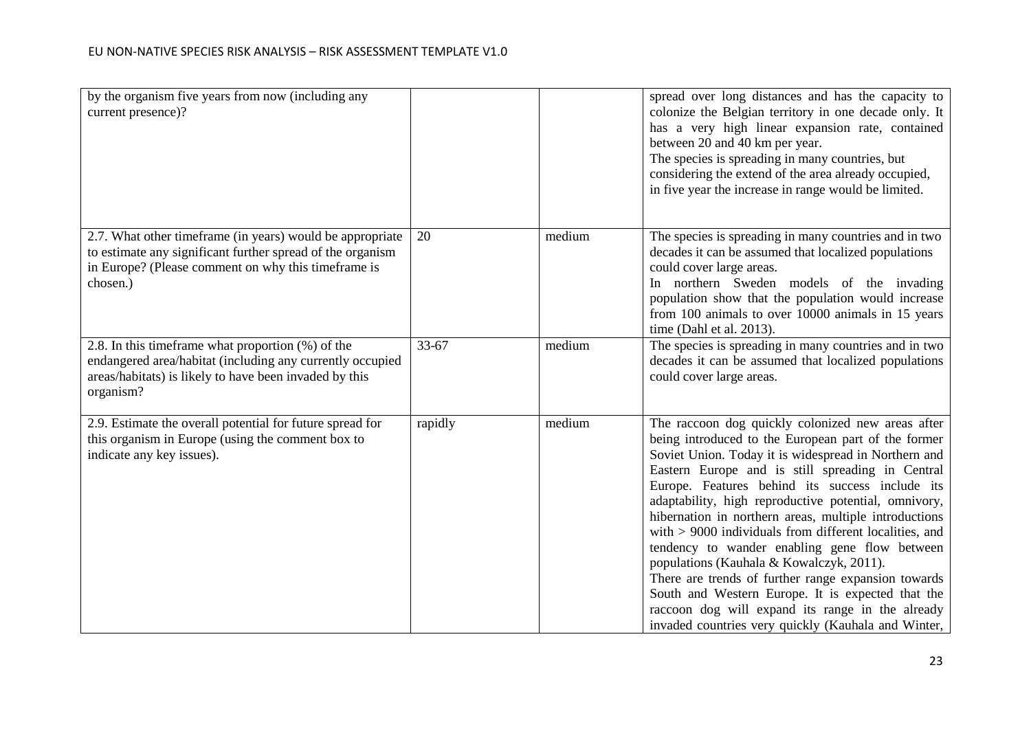| | | | |
|---|---|---|---|
| by the organism five years from now (including any current presence)? | | | spread over long distances and has the capacity to colonize the Belgian territory in one decade only. It has a very high linear expansion rate, contained between 20 and 40 km per year.<br>The species is spreading in many countries, but considering the extend of the area already occupied, in five year the increase in range would be limited. |
| 2.7. What other timeframe (in years) would be appropriate to estimate any significant further spread of the organism in Europe? (Please comment on why this timeframe is chosen.) | 20 | medium | The species is spreading in many countries and in two decades it can be assumed that localized populations could cover large areas.<br>In northern Sweden models of the invading population show that the population would increase from 100 animals to over 10000 animals in 15 years time (Dahl et al. 2013). |
| 2.8. In this timeframe what proportion (%) of the endangered area/habitat (including any currently occupied areas/habitats) is likely to have been invaded by this organism? | 33-67 | medium | The species is spreading in many countries and in two decades it can be assumed that localized populations could cover large areas. |
| 2.9. Estimate the overall potential for future spread for this organism in Europe (using the comment box to indicate any key issues). | rapidly | medium | The raccoon dog quickly colonized new areas after being introduced to the European part of the former Soviet Union. Today it is widespread in Northern and Eastern Europe and is still spreading in Central Europe. Features behind its success include its adaptability, high reproductive potential, omnivory, hibernation in northern areas, multiple introductions with > 9000 individuals from different localities, and tendency to wander enabling gene flow between populations (Kauhala & Kowalczyk, 2011).<br>There are trends of further range expansion towards South and Western Europe. It is expected that the raccoon dog will expand its range in the already invaded countries very quickly (Kauhala and Winter, |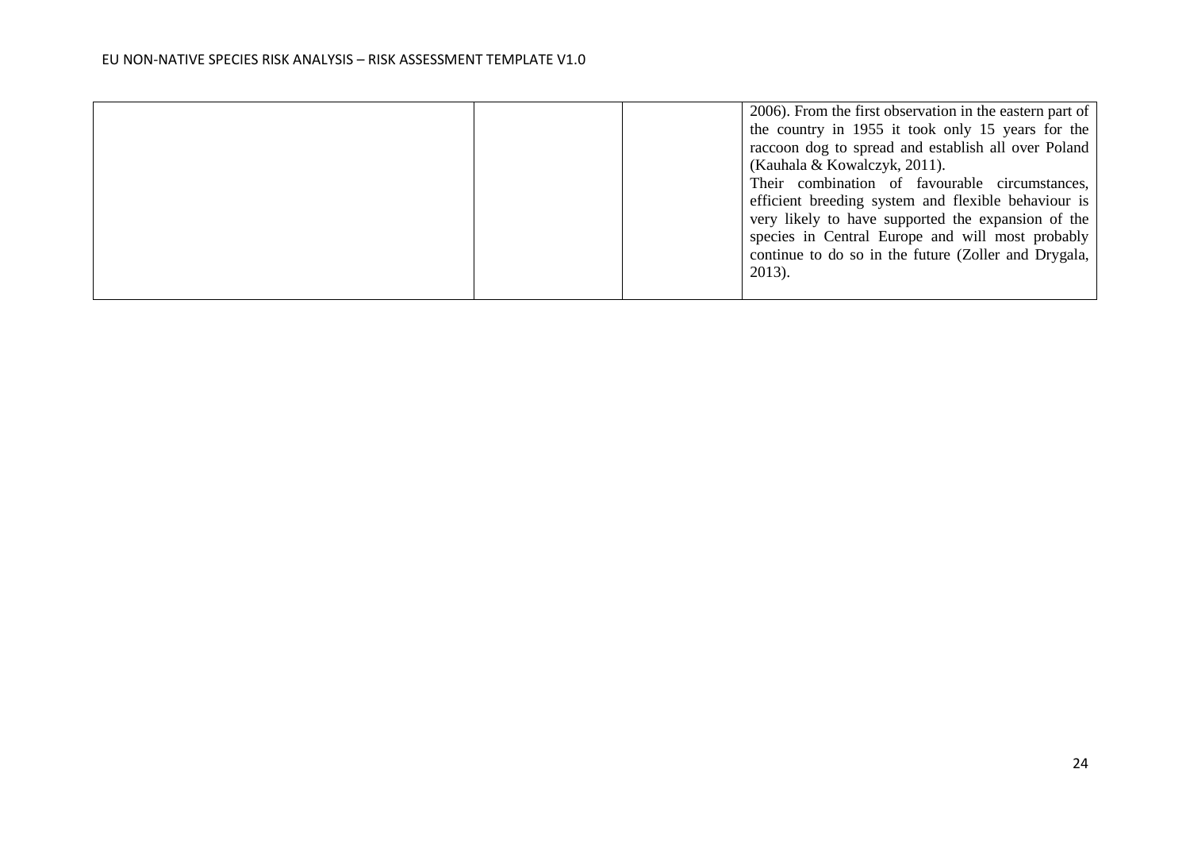| | | | |
|---|---|---|---|
| | | | 2006). From the first observation in the eastern part of the country in 1955 it took only 15 years for the raccoon dog to spread and establish all over Poland (Kauhala & Kowalczyk, 2011). Their combination of favourable circumstances, efficient breeding system and flexible behaviour is very likely to have supported the expansion of the species in Central Europe and will most probably continue to do so in the future (Zoller and Drygala, 2013). |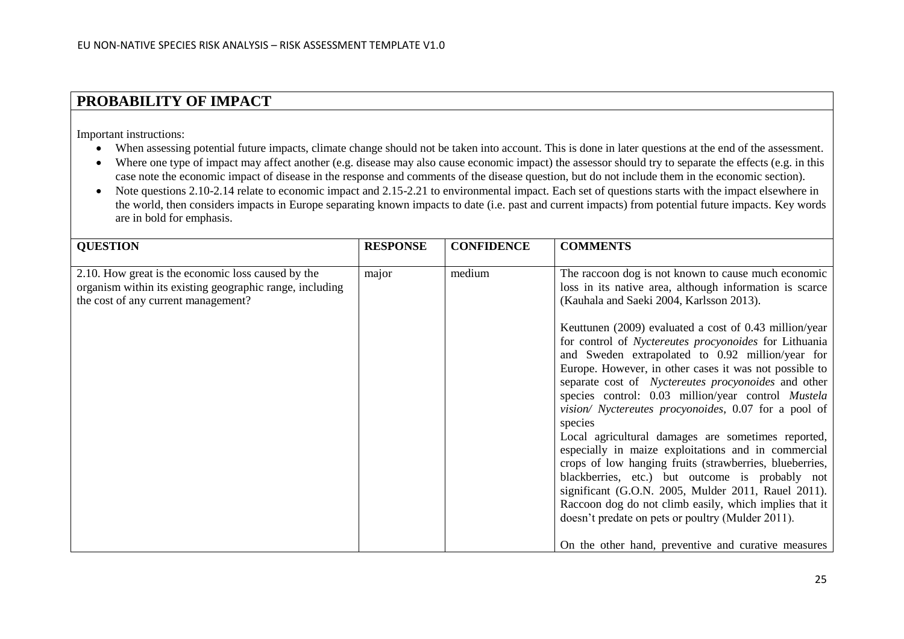## PROBABILITY OF IMPACT

Important instructions:

- When assessing potential future impacts, climate change should not be taken into account. This is done in later questions at the end of the assessment.
- Where one type of impact may affect another (e.g. disease may also cause economic impact) the assessor should try to separate the effects (e.g. in this case note the economic impact of disease in the response and comments of the disease question, but do not include them in the economic section).
- Note questions 2.10-2.14 relate to economic impact and 2.15-2.21 to environmental impact. Each set of questions starts with the impact elsewhere in the world, then considers impacts in Europe separating known impacts to date (i.e. past and current impacts) from potential future impacts. Key words are in bold for emphasis.

| QUESTION | RESPONSE | CONFIDENCE | COMMENTS |
|---|---|---|---|
| 2.10. How great is the economic loss caused by the organism within its existing geographic range, including the cost of any current management? | major | medium | The raccoon dog is not known to cause much economic loss in its native area, although information is scarce (Kauhala and Saeki 2004, Karlsson 2013).<br><br>Keuttunen (2009) evaluated a cost of 0.43 million/year for control of *Nyctereutes procyonoides* for Lithuania and Sweden extrapolated to 0.92 million/year for Europe. However, in other cases it was not possible to separate cost of *Nyctereutes procyonoides* and other species control: 0.03 million/year control *Mustela vision/ Nyctereutes procyonoides*, 0.07 for a pool of species<br>Local agricultural damages are sometimes reported, especially in maize exploitations and in commercial crops of low hanging fruits (strawberries, blueberries, blackberries, etc.) but outcome is probably not significant (G.O.N. 2005, Mulder 2011, Rauel 2011). Raccoon dog do not climb easily, which implies that it doesn't predate on pets or poultry (Mulder 2011).<br><br>On the other hand, preventive and curative measures |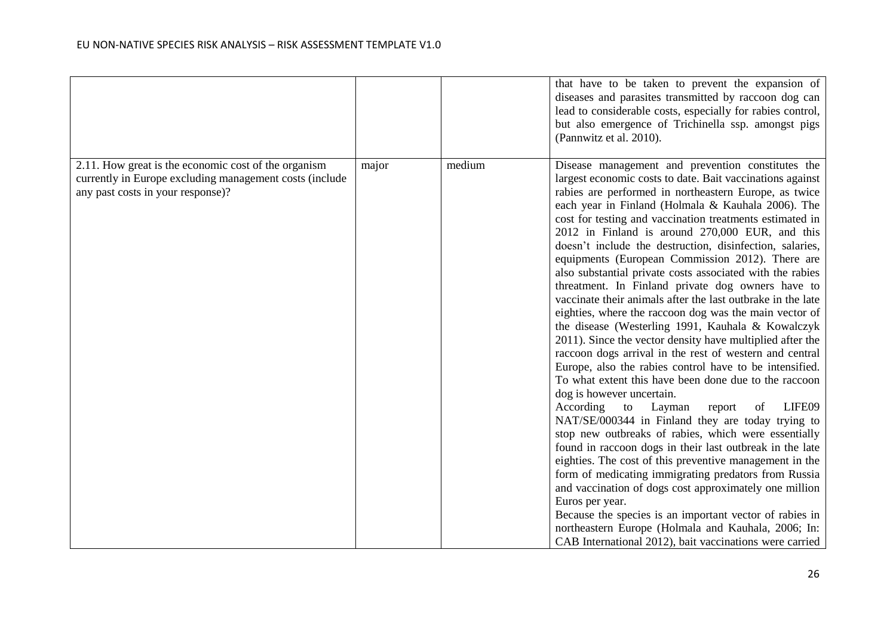|  |  |  | that have to be taken to prevent the expansion of diseases and parasites transmitted by raccoon dog can lead to considerable costs, especially for rabies control, but also emergence of Trichinella ssp. amongst pigs (Pannwitz et al. 2010). |
|---|---|---|---|
| 2.11. How great is the economic cost of the organism currently in Europe excluding management costs (include any past costs in your response)? | major | medium | Disease management and prevention constitutes the largest economic costs to date. Bait vaccinations against rabies are performed in northeastern Europe, as twice each year in Finland (Holmala & Kauhala 2006). The cost for testing and vaccination treatments estimated in 2012 in Finland is around 270,000 EUR, and this doesn't include the destruction, disinfection, salaries, equipments (European Commission 2012). There are also substantial private costs associated with the rabies threatment. In Finland private dog owners have to vaccinate their animals after the last outbrake in the late eighties, where the raccoon dog was the main vector of the disease (Westerling 1991, Kauhala & Kowalczyk 2011). Since the vector density have multiplied after the raccoon dogs arrival in the rest of western and central Europe, also the rabies control have to be intensified. To what extent this have been done due to the raccoon dog is however uncertain.<br>According to Layman report of LIFE09 NAT/SE/000344 in Finland they are today trying to stop new outbreaks of rabies, which were essentially found in raccoon dogs in their last outbreak in the late eighties. The cost of this preventive management in the form of medicating immigrating predators from Russia and vaccination of dogs cost approximately one million Euros per year.<br>Because the species is an important vector of rabies in northeastern Europe (Holmala and Kauhala, 2006; In: CAB International 2012), bait vaccinations were carried |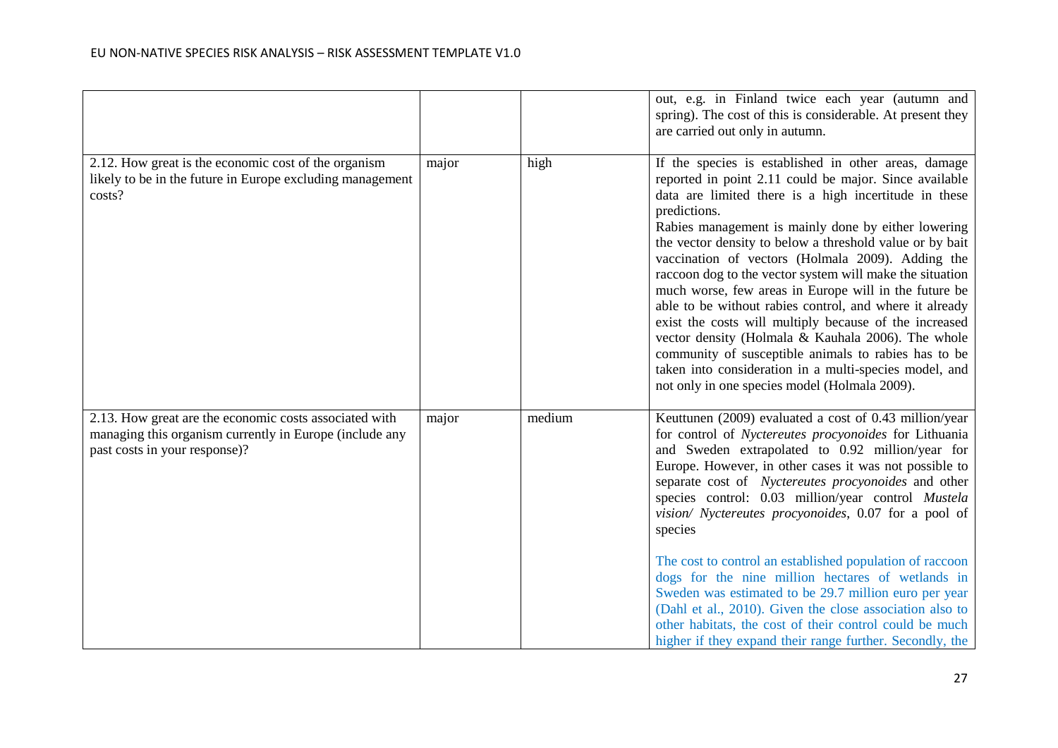| | | | |
|---|---|---|---|
| | | | out, e.g. in Finland twice each year (autumn and spring). The cost of this is considerable. At present they are carried out only in autumn. |
| 2.12. How great is the economic cost of the organism likely to be in the future in Europe excluding management costs? | major | high | If the species is established in other areas, damage reported in point 2.11 could be major. Since available data are limited there is a high incertitude in these predictions.<br>Rabies management is mainly done by either lowering the vector density to below a threshold value or by bait vaccination of vectors (Holmala 2009). Adding the raccoon dog to the vector system will make the situation much worse, few areas in Europe will in the future be able to be without rabies control, and where it already exist the costs will multiply because of the increased vector density (Holmala & Kauhala 2006). The whole community of susceptible animals to rabies has to be taken into consideration in a multi-species model, and not only in one species model (Holmala 2009). |
| 2.13. How great are the economic costs associated with managing this organism currently in Europe (include any past costs in your response)? | major | medium | Keuttunen (2009) evaluated a cost of 0.43 million/year for control of *Nyctereutes procyonoides* for Lithuania and Sweden extrapolated to 0.92 million/year for Europe. However, in other cases it was not possible to separate cost of *Nyctereutes procyonoides* and other species control: 0.03 million/year control *Mustela vision/ Nyctereutes procyonoides*, 0.07 for a pool of species<br><br>The cost to control an established population of raccoon dogs for the nine million hectares of wetlands in Sweden was estimated to be 29.7 million euro per year (Dahl et al., 2010). Given the close association also to other habitats, the cost of their control could be much higher if they expand their range further. Secondly, the |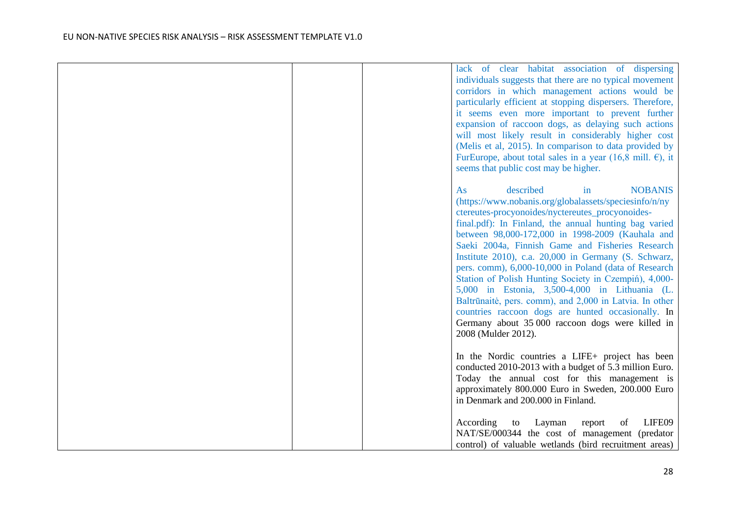| | | | |
|---|---|---|---|
| | | | lack of clear habitat association of dispersing individuals suggests that there are no typical movement corridors in which management actions would be particularly efficient at stopping dispersers. Therefore, it seems even more important to prevent further expansion of raccoon dogs, as delaying such actions will most likely result in considerably higher cost (Melis et al, 2015). In comparison to data provided by FurEurope, about total sales in a year (16,8 mill. €), it seems that public cost may be higher.<br><br>As described in NOBANIS (https://www.nobanis.org/globalassets/speciesinfo/n/nyctereutes-procyonoides/nyctereutes_procyonoides-final.pdf): In Finland, the annual hunting bag varied between 98,000-172,000 in 1998-2009 (Kauhala and Saeki 2004a, Finnish Game and Fisheries Research Institute 2010), c.a. 20,000 in Germany (S. Schwarz, pers. comm), 6,000-10,000 in Poland (data of Research Station of Polish Hunting Society in Czempiń), 4,000-5,000 in Estonia, 3,500-4,000 in Lithuania (L. Baltrūnaitė, pers. comm), and 2,000 in Latvia. In other countries raccoon dogs are hunted occasionally. In Germany about 35 000 raccoon dogs were killed in 2008 (Mulder 2012).<br><br>In the Nordic countries a LIFE+ project has been conducted 2010-2013 with a budget of 5.3 million Euro. Today the annual cost for this management is approximately 800.000 Euro in Sweden, 200.000 Euro in Denmark and 200.000 in Finland.<br><br>According to Layman report of LIFE09 NAT/SE/000344 the cost of management (predator control) of valuable wetlands (bird recruitment areas) |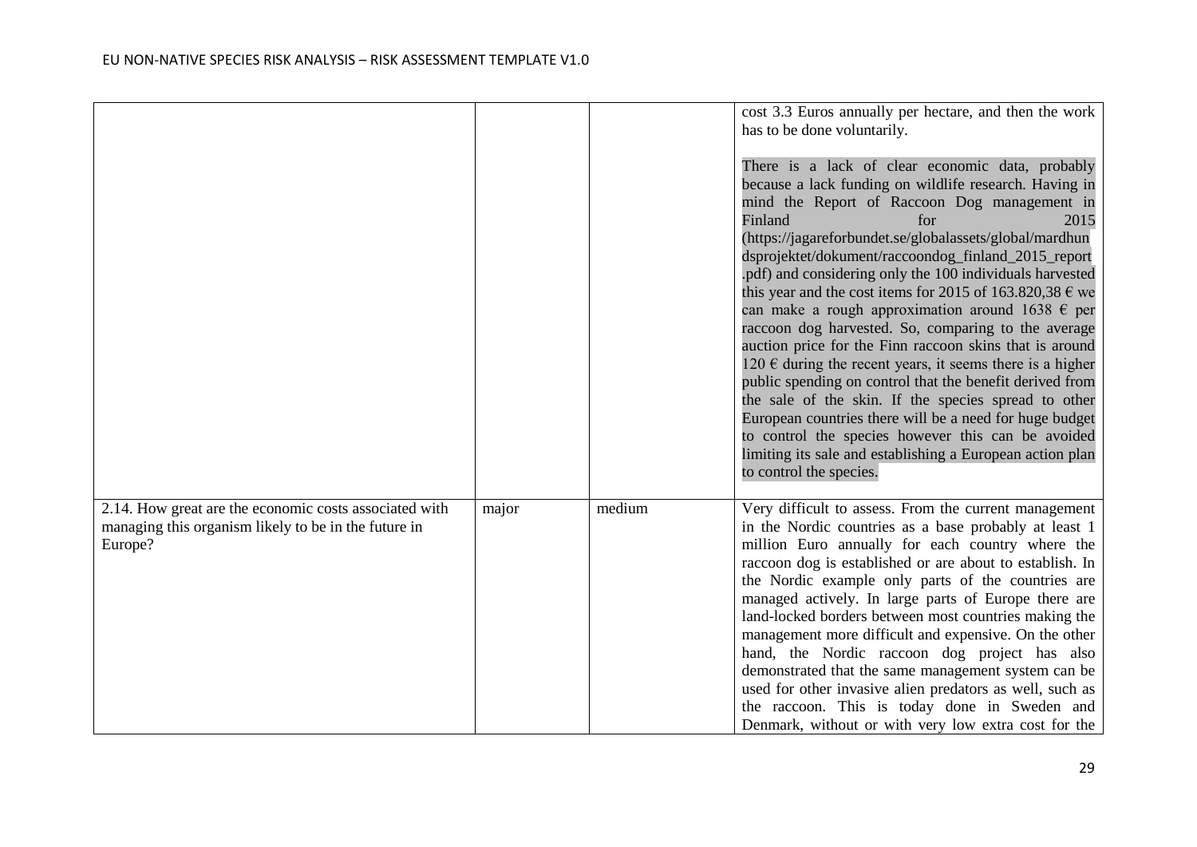| | | | |
|---|---|---|---|
| | | | cost 3.3 Euros annually per hectare, and then the work has to be done voluntarily.<br><br>There is a lack of clear economic data, probably because a lack funding on wildlife research. Having in mind the Report of Raccoon Dog management in Finland for 2015 (https://jagareforbundet.se/globalassets/global/mardhundsprojektet/dokument/raccoondog_finland_2015_report.pdf) and considering only the 100 individuals harvested this year and the cost items for 2015 of 163.820,38 € we can make a rough approximation around 1638 € per raccoon dog harvested. So, comparing to the average auction price for the Finn raccoon skins that is around 120 € during the recent years, it seems there is a higher public spending on control that the benefit derived from the sale of the skin. If the species spread to other European countries there will be a need for huge budget to control the species however this can be avoided limiting its sale and establishing a European action plan to control the species. |
| 2.14. How great are the economic costs associated with managing this organism likely to be in the future in Europe? | major | medium | Very difficult to assess. From the current management in the Nordic countries as a base probably at least 1 million Euro annually for each country where the raccoon dog is established or are about to establish. In the Nordic example only parts of the countries are managed actively. In large parts of Europe there are land-locked borders between most countries making the management more difficult and expensive. On the other hand, the Nordic raccoon dog project has also demonstrated that the same management system can be used for other invasive alien predators as well, such as the raccoon. This is today done in Sweden and Denmark, without or with very low extra cost for the |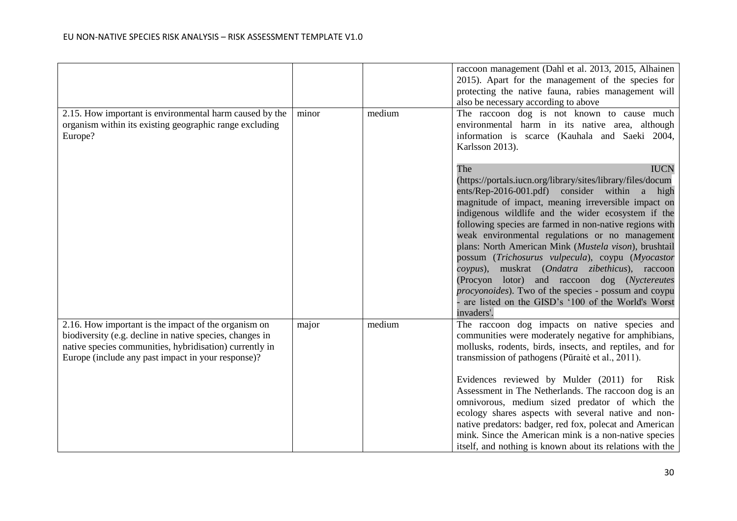| | | | |
|---|---|---|---|
| | | | raccoon management (Dahl et al. 2013, 2015, Alhainen 2015). Apart for the management of the species for protecting the native fauna, rabies management will also be necessary according to above |
| 2.15. How important is environmental harm caused by the organism within its existing geographic range excluding Europe? | minor | medium | The raccoon dog is not known to cause much environmental harm in its native area, although information is scarce (Kauhala and Saeki 2004, Karlsson 2013).<br><br>The IUCN (https://portals.iucn.org/library/sites/library/files/documents/Rep-2016-001.pdf) consider within a high magnitude of impact, meaning irreversible impact on indigenous wildlife and the wider ecosystem if the following species are farmed in non-native regions with weak environmental regulations or no management plans: North American Mink (*Mustela vison*), brushtail possum (*Trichosurus vulpecula*), coypu (*Myocastor coypus*), muskrat (*Ondatra zibethicus*), raccoon (Procyon lotor) and raccoon dog (*Nyctereutes procyonoides*). Two of the species - possum and coypu - are listed on the GISD's '100 of the World's Worst invaders'. |
| 2.16. How important is the impact of the organism on biodiversity (e.g. decline in native species, changes in native species communities, hybridisation) currently in Europe (include any past impact in your response)? | major | medium | The raccoon dog impacts on native species and communities were moderately negative for amphibians, mollusks, rodents, birds, insects, and reptiles, and for transmission of pathogens (Pūraitė et al., 2011).<br><br>Evidences reviewed by Mulder (2011) for Risk Assessment in The Netherlands. The raccoon dog is an omnivorous, medium sized predator of which the ecology shares aspects with several native and non-native predators: badger, red fox, polecat and American mink. Since the American mink is a non-native species itself, and nothing is known about its relations with the |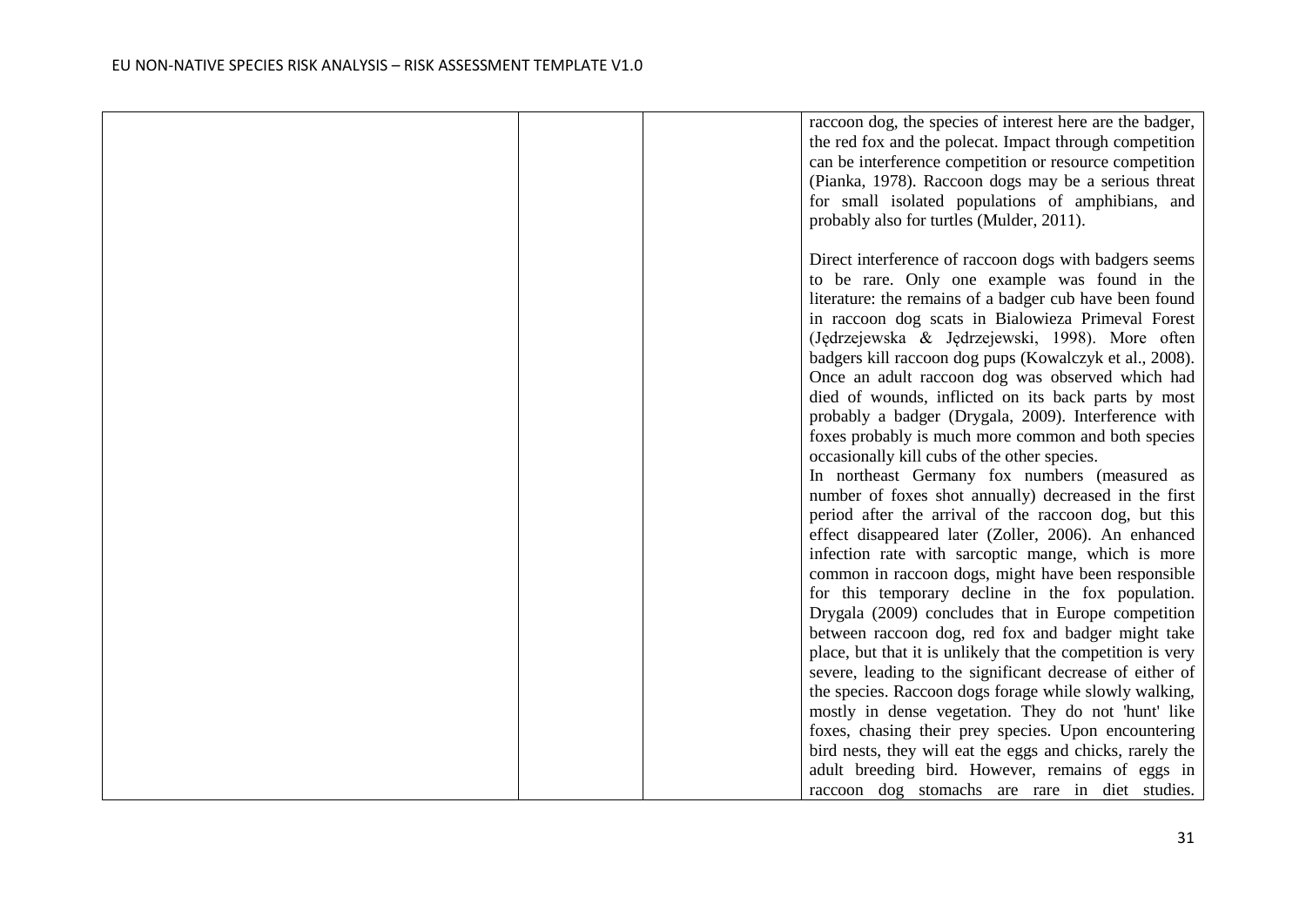|  |  |  | raccoon dog, the species of interest here are the badger, the red fox and the polecat. Impact through competition can be interference competition or resource competition (Pianka, 1978). Raccoon dogs may be a serious threat for small isolated populations of amphibians, and probably also for turtles (Mulder, 2011).<br><br>Direct interference of raccoon dogs with badgers seems to be rare. Only one example was found in the literature: the remains of a badger cub have been found in raccoon dog scats in Bialowieza Primeval Forest (Jędrzejewska & Jędrzejewski, 1998). More often badgers kill raccoon dog pups (Kowalczyk et al., 2008). Once an adult raccoon dog was observed which had died of wounds, inflicted on its back parts by most probably a badger (Drygala, 2009). Interference with foxes probably is much more common and both species occasionally kill cubs of the other species.<br>In northeast Germany fox numbers (measured as number of foxes shot annually) decreased in the first period after the arrival of the raccoon dog, but this effect disappeared later (Zoller, 2006). An enhanced infection rate with sarcoptic mange, which is more common in raccoon dogs, might have been responsible for this temporary decline in the fox population. Drygala (2009) concludes that in Europe competition between raccoon dog, red fox and badger might take place, but that it is unlikely that the competition is very severe, leading to the significant decrease of either of the species. Raccoon dogs forage while slowly walking, mostly in dense vegetation. They do not 'hunt' like foxes, chasing their prey species. Upon encountering bird nests, they will eat the eggs and chicks, rarely the adult breeding bird. However, remains of eggs in raccoon dog stomachs are rare in diet studies. |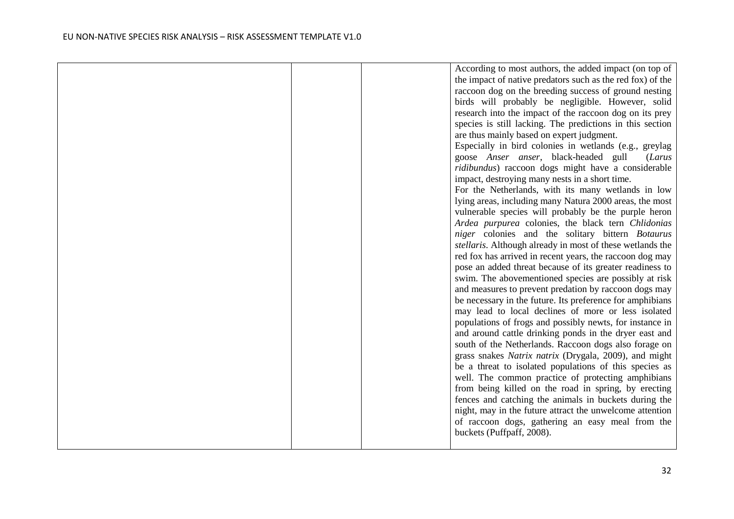|  |  |  | According to most authors, the added impact (on top of the impact of native predators such as the red fox) of the raccoon dog on the breeding success of ground nesting birds will probably be negligible. However, solid research into the impact of the raccoon dog on its prey species is still lacking. The predictions in this section are thus mainly based on expert judgment.<br>Especially in bird colonies in wetlands (e.g., greylag goose *Anser anser*, black-headed gull (*Larus ridibundus*) raccoon dogs might have a considerable impact, destroying many nests in a short time.<br>For the Netherlands, with its many wetlands in low lying areas, including many Natura 2000 areas, the most vulnerable species will probably be the purple heron *Ardea purpurea* colonies, the black tern *Chlidonias niger* colonies and the solitary bittern *Botaurus stellaris*. Although already in most of these wetlands the red fox has arrived in recent years, the raccoon dog may pose an added threat because of its greater readiness to swim. The abovementioned species are possibly at risk and measures to prevent predation by raccoon dogs may be necessary in the future. Its preference for amphibians may lead to local declines of more or less isolated populations of frogs and possibly newts, for instance in and around cattle drinking ponds in the dryer east and south of the Netherlands. Raccoon dogs also forage on grass snakes *Natrix natrix* (Drygala, 2009), and might be a threat to isolated populations of this species as well. The common practice of protecting amphibians from being killed on the road in spring, by erecting fences and catching the animals in buckets during the night, may in the future attract the unwelcome attention of raccoon dogs, gathering an easy meal from the buckets (Puffpaff, 2008). |
|---|---|---|---|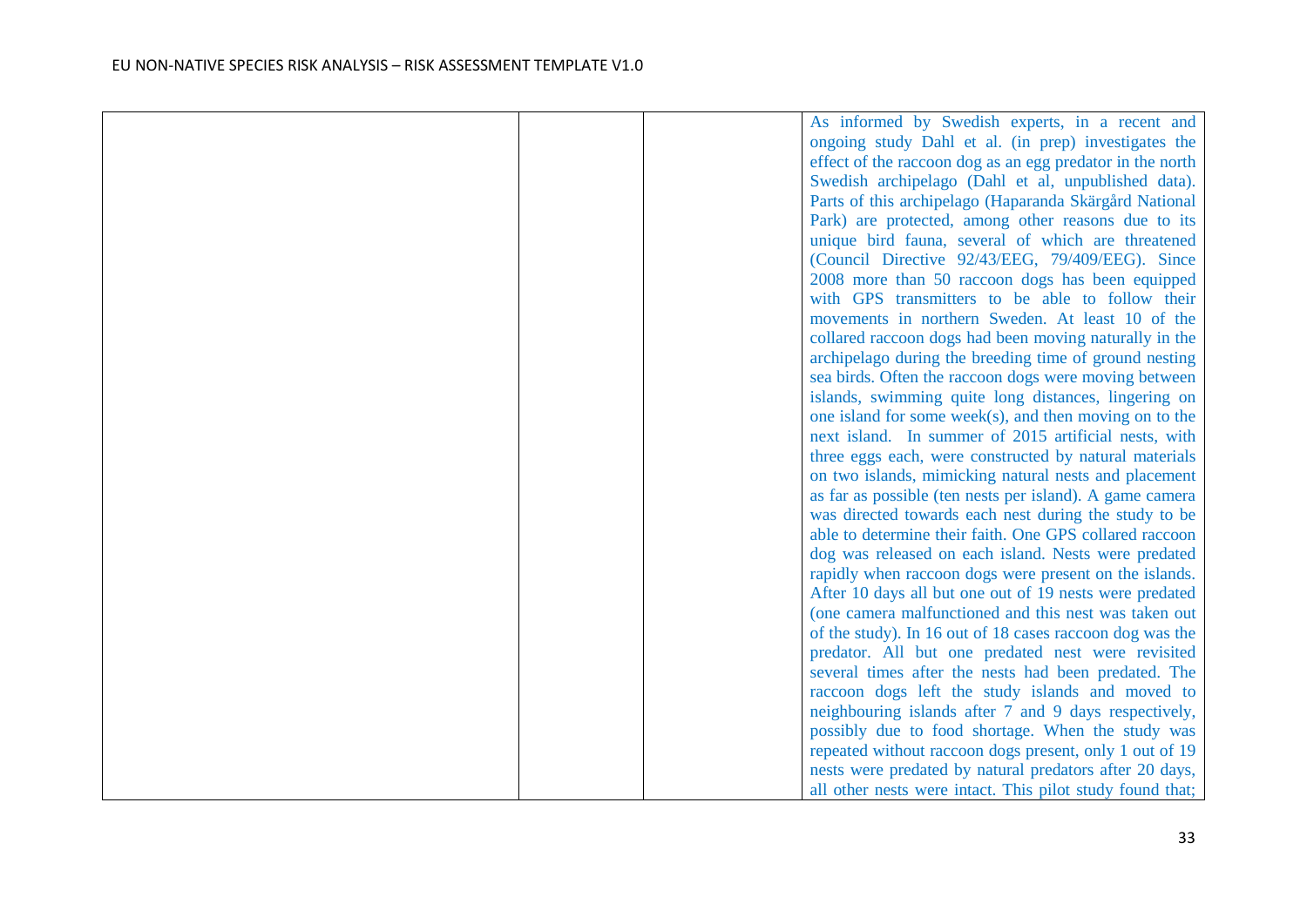| | | | |
|---|---|---|---|
| | | | As informed by Swedish experts, in a recent and ongoing study Dahl et al. (in prep) investigates the effect of the raccoon dog as an egg predator in the north Swedish archipelago (Dahl et al, unpublished data). Parts of this archipelago (Haparanda Skärgård National Park) are protected, among other reasons due to its unique bird fauna, several of which are threatened (Council Directive 92/43/EEG, 79/409/EEG). Since 2008 more than 50 raccoon dogs has been equipped with GPS transmitters to be able to follow their movements in northern Sweden. At least 10 of the collared raccoon dogs had been moving naturally in the archipelago during the breeding time of ground nesting sea birds. Often the raccoon dogs were moving between islands, swimming quite long distances, lingering on one island for some week(s), and then moving on to the next island. In summer of 2015 artificial nests, with three eggs each, were constructed by natural materials on two islands, mimicking natural nests and placement as far as possible (ten nests per island). A game camera was directed towards each nest during the study to be able to determine their faith. One GPS collared raccoon dog was released on each island. Nests were predated rapidly when raccoon dogs were present on the islands. After 10 days all but one out of 19 nests were predated (one camera malfunctioned and this nest was taken out of the study). In 16 out of 18 cases raccoon dog was the predator. All but one predated nest were revisited several times after the nests had been predated. The raccoon dogs left the study islands and moved to neighbouring islands after 7 and 9 days respectively, possibly due to food shortage. When the study was repeated without raccoon dogs present, only 1 out of 19 nests were predated by natural predators after 20 days, all other nests were intact. This pilot study found that; |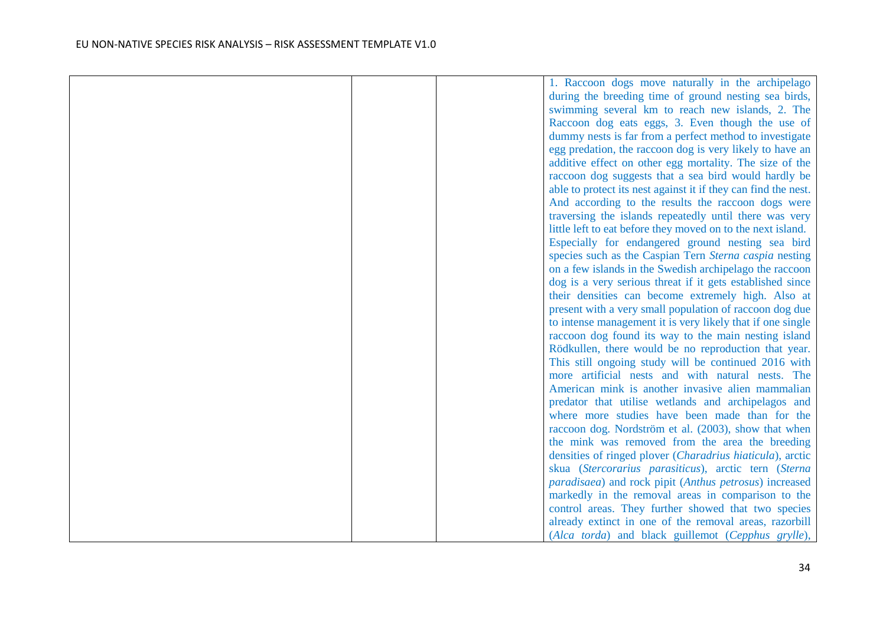| | | | |
|---|---|---|---|
| | | | 1. Raccoon dogs move naturally in the archipelago during the breeding time of ground nesting sea birds, swimming several km to reach new islands, 2. The Raccoon dog eats eggs, 3. Even though the use of dummy nests is far from a perfect method to investigate egg predation, the raccoon dog is very likely to have an additive effect on other egg mortality. The size of the raccoon dog suggests that a sea bird would hardly be able to protect its nest against it if they can find the nest. And according to the results the raccoon dogs were traversing the islands repeatedly until there was very little left to eat before they moved on to the next island. Especially for endangered ground nesting sea bird species such as the Caspian Tern *Sterna caspia* nesting on a few islands in the Swedish archipelago the raccoon dog is a very serious threat if it gets established since their densities can become extremely high. Also at present with a very small population of raccoon dog due to intense management it is very likely that if one single raccoon dog found its way to the main nesting island Rödkullen, there would be no reproduction that year. This still ongoing study will be continued 2016 with more artificial nests and with natural nests. The American mink is another invasive alien mammalian predator that utilise wetlands and archipelagos and where more studies have been made than for the raccoon dog. Nordström et al. (2003), show that when the mink was removed from the area the breeding densities of ringed plover (*Charadrius hiaticula*), arctic skua (*Stercorarius parasiticus*), arctic tern (*Sterna paradisaea*) and rock pipit (*Anthus petrosus*) increased markedly in the removal areas in comparison to the control areas. They further showed that two species already extinct in one of the removal areas, razorbill (*Alca torda*) and black guillemot (*Cepphus grylle*), |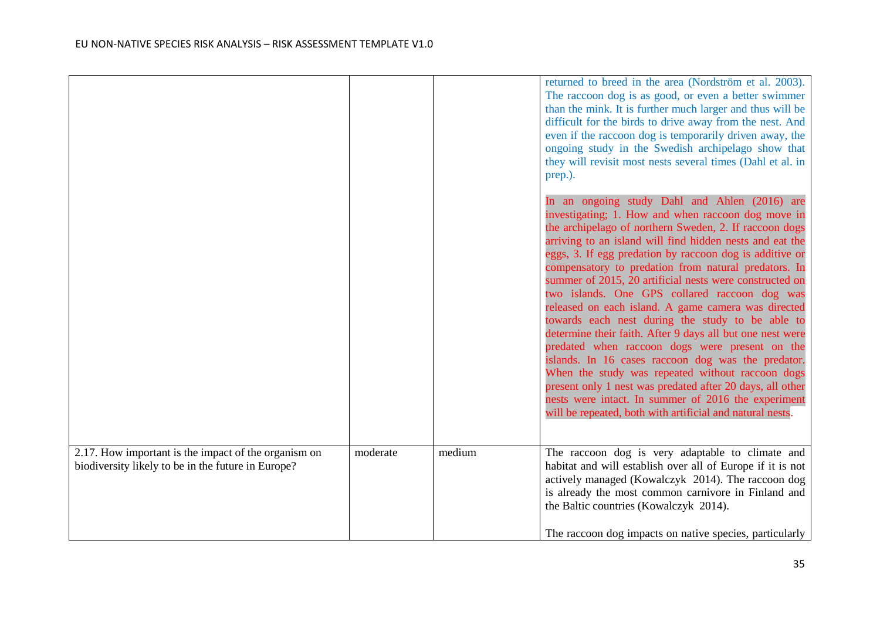| | | | |
|---|---|---|---|
| | | | returned to breed in the area (Nordström et al. 2003). The raccoon dog is as good, or even a better swimmer than the mink. It is further much larger and thus will be difficult for the birds to drive away from the nest. And even if the raccoon dog is temporarily driven away, the ongoing study in the Swedish archipelago show that they will revisit most nests several times (Dahl et al. in prep.).<br><br>In an ongoing study Dahl and Ahlen (2016) are investigating; 1. How and when raccoon dog move in the archipelago of northern Sweden, 2. If raccoon dogs arriving to an island will find hidden nests and eat the eggs, 3. If egg predation by raccoon dog is additive or compensatory to predation from natural predators. In summer of 2015, 20 artificial nests were constructed on two islands. One GPS collared raccoon dog was released on each island. A game camera was directed towards each nest during the study to be able to determine their faith. After 9 days all but one nest were predated when raccoon dogs were present on the islands. In 16 cases raccoon dog was the predator. When the study was repeated without raccoon dogs present only 1 nest was predated after 20 days, all other nests were intact. In summer of 2016 the experiment will be repeated, both with artificial and natural nests. |
| 2.17. How important is the impact of the organism on biodiversity likely to be in the future in Europe? | moderate | medium | The raccoon dog is very adaptable to climate and habitat and will establish over all of Europe if it is not actively managed (Kowalczyk 2014). The raccoon dog is already the most common carnivore in Finland and the Baltic countries (Kowalczyk 2014).<br><br>The raccoon dog impacts on native species, particularly |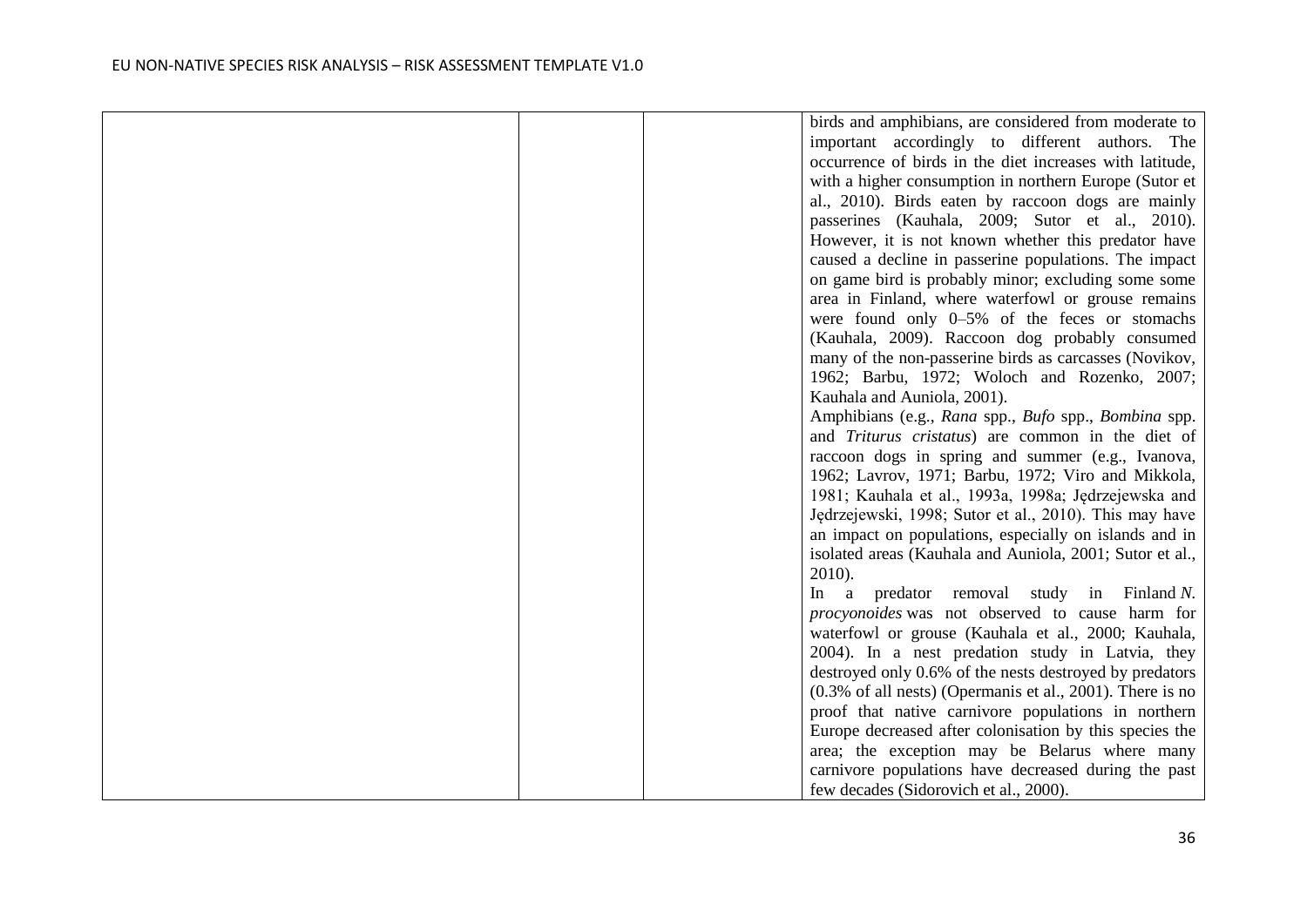| | | | birds and amphibians, are considered from moderate to important accordingly to different authors. The occurrence of birds in the diet increases with latitude, with a higher consumption in northern Europe (Sutor et al., 2010). Birds eaten by raccoon dogs are mainly passerines (Kauhala, 2009; Sutor et al., 2010). However, it is not known whether this predator have caused a decline in passerine populations. The impact on game bird is probably minor; excluding some some area in Finland, where waterfowl or grouse remains were found only 0–5% of the feces or stomachs (Kauhala, 2009). Raccoon dog probably consumed many of the non-passerine birds as carcasses (Novikov, 1962; Barbu, 1972; Woloch and Rozenko, 2007; Kauhala and Auniola, 2001).<br>Amphibians (e.g., *Rana* spp., *Bufo* spp., *Bombina* spp. and *Triturus cristatus*) are common in the diet of raccoon dogs in spring and summer (e.g., Ivanova, 1962; Lavrov, 1971; Barbu, 1972; Viro and Mikkola, 1981; Kauhala et al., 1993a, 1998a; Jędrzejewska and Jędrzejewski, 1998; Sutor et al., 2010). This may have an impact on populations, especially on islands and in isolated areas (Kauhala and Auniola, 2001; Sutor et al., 2010).<br>In a predator removal study in Finland *N. procyonoides* was not observed to cause harm for waterfowl or grouse (Kauhala et al., 2000; Kauhala, 2004). In a nest predation study in Latvia, they destroyed only 0.6% of the nests destroyed by predators (0.3% of all nests) (Opermanis et al., 2001). There is no proof that native carnivore populations in northern Europe decreased after colonisation by this species the area; the exception may be Belarus where many carnivore populations have decreased during the past few decades (Sidorovich et al., 2000). |
|---|---|---|---|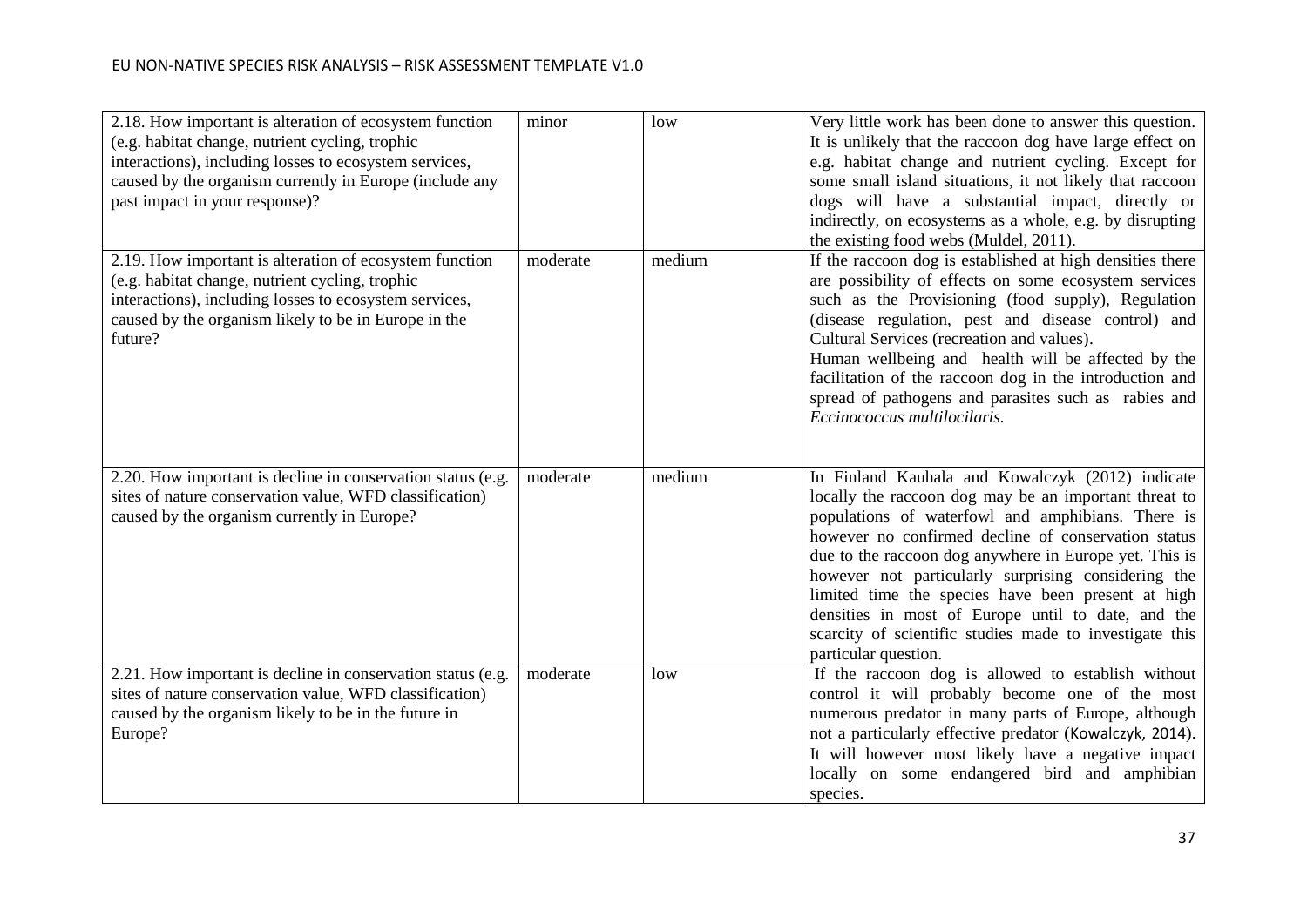| | | | |
|---|---|---|---|
| 2.18. How important is alteration of ecosystem function (e.g. habitat change, nutrient cycling, trophic interactions), including losses to ecosystem services, caused by the organism currently in Europe (include any past impact in your response)? | minor | low | Very little work has been done to answer this question. It is unlikely that the raccoon dog have large effect on e.g. habitat change and nutrient cycling. Except for some small island situations, it not likely that raccoon dogs will have a substantial impact, directly or indirectly, on ecosystems as a whole, e.g. by disrupting the existing food webs (Muldel, 2011). |
| 2.19. How important is alteration of ecosystem function (e.g. habitat change, nutrient cycling, trophic interactions), including losses to ecosystem services, caused by the organism likely to be in Europe in the future? | moderate | medium | If the raccoon dog is established at high densities there are possibility of effects on some ecosystem services such as the Provisioning (food supply), Regulation (disease regulation, pest and disease control) and Cultural Services (recreation and values).<br>Human wellbeing and health will be affected by the facilitation of the raccoon dog in the introduction and spread of pathogens and parasites such as rabies and *Eccinococcus multilocilaris.* |
| 2.20. How important is decline in conservation status (e.g. sites of nature conservation value, WFD classification) caused by the organism currently in Europe? | moderate | medium | In Finland Kauhala and Kowalczyk (2012) indicate locally the raccoon dog may be an important threat to populations of waterfowl and amphibians. There is however no confirmed decline of conservation status due to the raccoon dog anywhere in Europe yet. This is however not particularly surprising considering the limited time the species have been present at high densities in most of Europe until to date, and the scarcity of scientific studies made to investigate this particular question. |
| 2.21. How important is decline in conservation status (e.g. sites of nature conservation value, WFD classification) caused by the organism likely to be in the future in Europe? | moderate | low | If the raccoon dog is allowed to establish without control it will probably become one of the most numerous predator in many parts of Europe, although not a particularly effective predator (Kowalczyk, 2014). It will however most likely have a negative impact locally on some endangered bird and amphibian species. |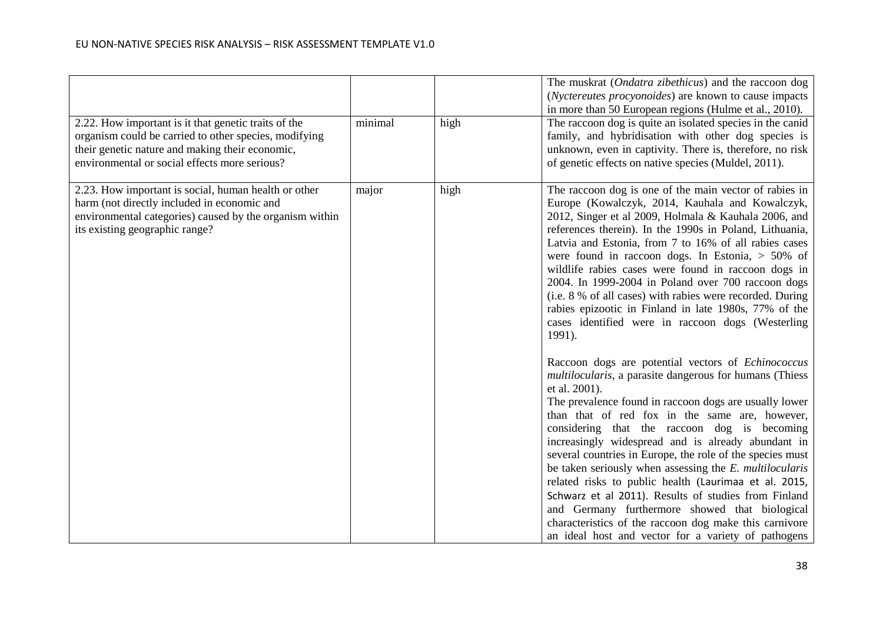| | | | |
|---|---|---|---|
| | | | The muskrat (*Ondatra zibethicus*) and the raccoon dog (*Nyctereutes procyonoides*) are known to cause impacts in more than 50 European regions (Hulme et al., 2010). |
| 2.22. How important is it that genetic traits of the organism could be carried to other species, modifying their genetic nature and making their economic, environmental or social effects more serious? | minimal | high | The raccoon dog is quite an isolated species in the canid family, and hybridisation with other dog species is unknown, even in captivity. There is, therefore, no risk of genetic effects on native species (Muldel, 2011). |
| 2.23. How important is social, human health or other harm (not directly included in economic and environmental categories) caused by the organism within its existing geographic range? | major | high | The raccoon dog is one of the main vector of rabies in Europe (Kowalczyk, 2014, Kauhala and Kowalczyk, 2012, Singer et al 2009, Holmala & Kauhala 2006, and references therein). In the 1990s in Poland, Lithuania, Latvia and Estonia, from 7 to 16% of all rabies cases were found in raccoon dogs. In Estonia, > 50% of wildlife rabies cases were found in raccoon dogs in 2004. In 1999-2004 in Poland over 700 raccoon dogs (i.e. 8 % of all cases) with rabies were recorded. During rabies epizootic in Finland in late 1980s, 77% of the cases identified were in raccoon dogs (Westerling 1991).<br><br>Raccoon dogs are potential vectors of *Echinococcus multilocularis*, a parasite dangerous for humans (Thiess et al. 2001).<br>The prevalence found in raccoon dogs are usually lower than that of red fox in the same are, however, considering that the raccoon dog is becoming increasingly widespread and is already abundant in several countries in Europe, the role of the species must be taken seriously when assessing the *E. multilocularis* related risks to public health (Laurimaa et al. 2015, Schwarz et al 2011). Results of studies from Finland and Germany furthermore showed that biological characteristics of the raccoon dog make this carnivore an ideal host and vector for a variety of pathogens |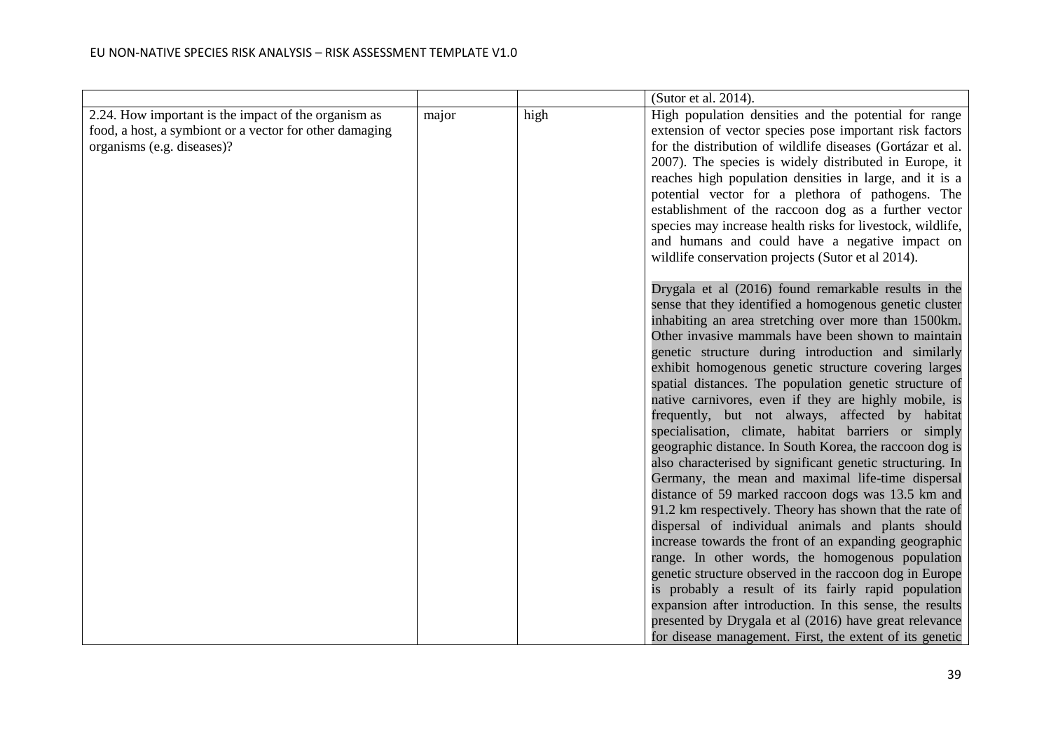| | | | |
|---|---|---|---|
| | | | (Sutor et al. 2014). |
| 2.24. How important is the impact of the organism as food, a host, a symbiont or a vector for other damaging organisms (e.g. diseases)? | major | high | High population densities and the potential for range extension of vector species pose important risk factors for the distribution of wildlife diseases (Gortázar et al. 2007). The species is widely distributed in Europe, it reaches high population densities in large, and it is a potential vector for a plethora of pathogens. The establishment of the raccoon dog as a further vector species may increase health risks for livestock, wildlife, and humans and could have a negative impact on wildlife conservation projects (Sutor et al 2014).<br><br>Drygala et al (2016) found remarkable results in the sense that they identified a homogenous genetic cluster inhabiting an area stretching over more than 1500km. Other invasive mammals have been shown to maintain genetic structure during introduction and similarly exhibit homogenous genetic structure covering larges spatial distances. The population genetic structure of native carnivores, even if they are highly mobile, is frequently, but not always, affected by habitat specialisation, climate, habitat barriers or simply geographic distance. In South Korea, the raccoon dog is also characterised by significant genetic structuring. In Germany, the mean and maximal life-time dispersal distance of 59 marked raccoon dogs was 13.5 km and 91.2 km respectively. Theory has shown that the rate of dispersal of individual animals and plants should increase towards the front of an expanding geographic range. In other words, the homogenous population genetic structure observed in the raccoon dog in Europe is probably a result of its fairly rapid population expansion after introduction. In this sense, the results presented by Drygala et al (2016) have great relevance for disease management. First, the extent of its genetic |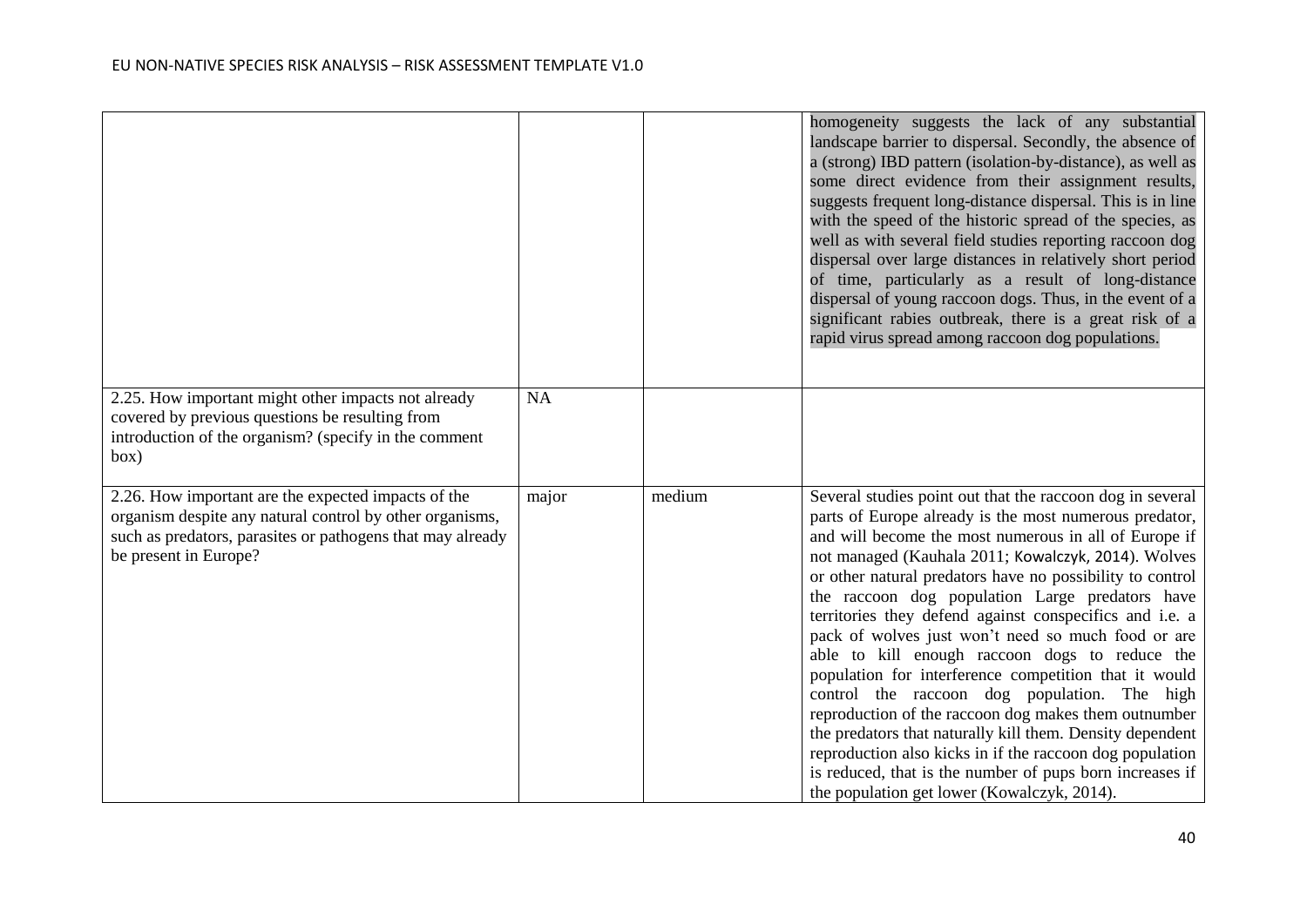| | | | |
|---|---|---|---|
| | | | homogeneity suggests the lack of any substantial landscape barrier to dispersal. Secondly, the absence of a (strong) IBD pattern (isolation-by-distance), as well as some direct evidence from their assignment results, suggests frequent long-distance dispersal. This is in line with the speed of the historic spread of the species, as well as with several field studies reporting raccoon dog dispersal over large distances in relatively short period of time, particularly as a result of long-distance dispersal of young raccoon dogs. Thus, in the event of a significant rabies outbreak, there is a great risk of a rapid virus spread among raccoon dog populations. |
| 2.25. How important might other impacts not already covered by previous questions be resulting from introduction of the organism? (specify in the comment box) | NA | | |
| 2.26. How important are the expected impacts of the organism despite any natural control by other organisms, such as predators, parasites or pathogens that may already be present in Europe? | major | medium | Several studies point out that the raccoon dog in several parts of Europe already is the most numerous predator, and will become the most numerous in all of Europe if not managed (Kauhala 2011; Kowalczyk, 2014). Wolves or other natural predators have no possibility to control the raccoon dog population Large predators have territories they defend against conspecifics and i.e. a pack of wolves just won't need so much food or are able to kill enough raccoon dogs to reduce the population for interference competition that it would control the raccoon dog population. The high reproduction of the raccoon dog makes them outnumber the predators that naturally kill them. Density dependent reproduction also kicks in if the raccoon dog population is reduced, that is the number of pups born increases if the population get lower (Kowalczyk, 2014). |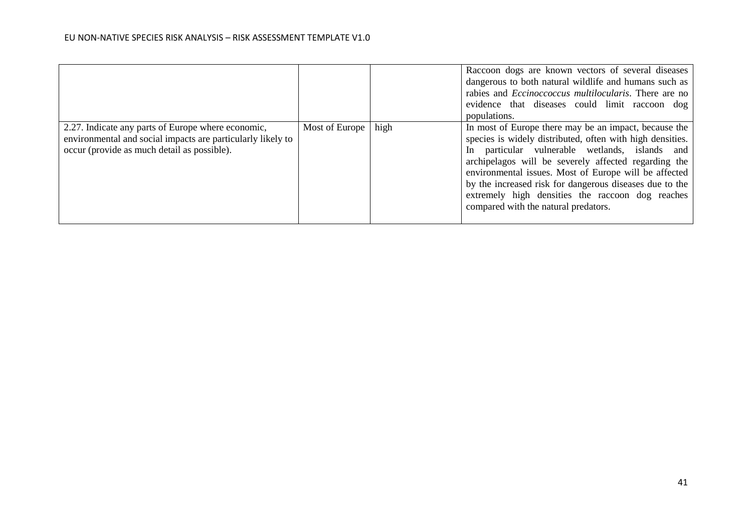|  |  |  |  |
|---|---|---|---|
|  |  |  | Raccoon dogs are known vectors of several diseases dangerous to both natural wildlife and humans such as rabies and *Eccinoccoccus multilocularis*. There are no evidence that diseases could limit raccoon dog populations. |
| 2.27. Indicate any parts of Europe where economic, environmental and social impacts are particularly likely to occur (provide as much detail as possible). | Most of Europe | high | In most of Europe there may be an impact, because the species is widely distributed, often with high densities. In particular vulnerable wetlands, islands and archipelagos will be severely affected regarding the environmental issues. Most of Europe will be affected by the increased risk for dangerous diseases due to the extremely high densities the raccoon dog reaches compared with the natural predators. |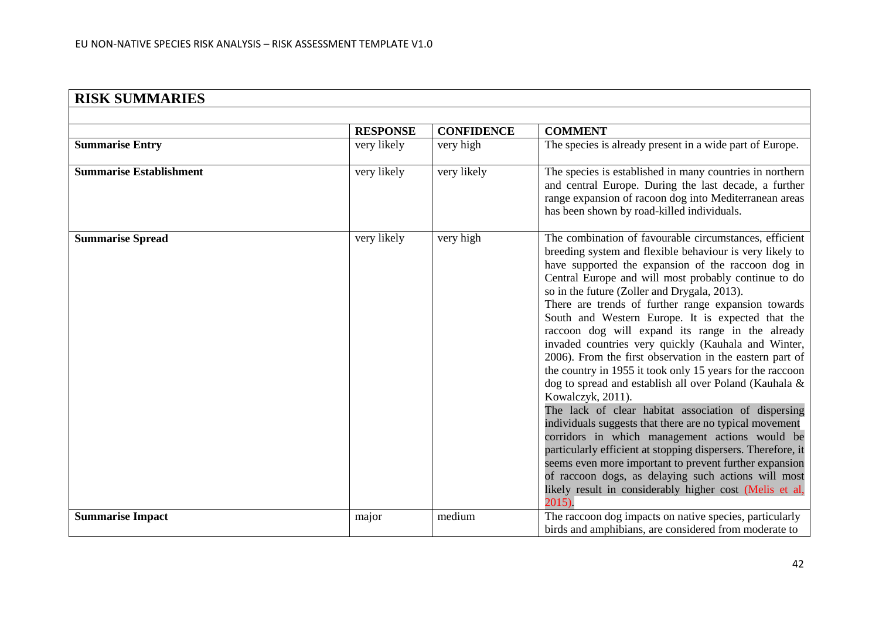## RISK SUMMARIES

| | RESPONSE | CONFIDENCE | COMMENT |
|---|---|---|---|
| **Summarise Entry** | very likely | very high | The species is already present in a wide part of Europe. |
| **Summarise Establishment** | very likely | very likely | The species is established in many countries in northern and central Europe. During the last decade, a further range expansion of racoon dog into Mediterranean areas has been shown by road-killed individuals. |
| **Summarise Spread** | very likely | very high | The combination of favourable circumstances, efficient breeding system and flexible behaviour is very likely to have supported the expansion of the raccoon dog in Central Europe and will most probably continue to do so in the future (Zoller and Drygala, 2013). There are trends of further range expansion towards South and Western Europe. It is expected that the raccoon dog will expand its range in the already invaded countries very quickly (Kauhala and Winter, 2006). From the first observation in the eastern part of the country in 1955 it took only 15 years for the raccoon dog to spread and establish all over Poland (Kauhala & Kowalczyk, 2011). The lack of clear habitat association of dispersing individuals suggests that there are no typical movement corridors in which management actions would be particularly efficient at stopping dispersers. Therefore, it seems even more important to prevent further expansion of raccoon dogs, as delaying such actions will most likely result in considerably higher cost (Melis et al, 2015). |
| **Summarise Impact** | major | medium | The raccoon dog impacts on native species, particularly birds and amphibians, are considered from moderate to |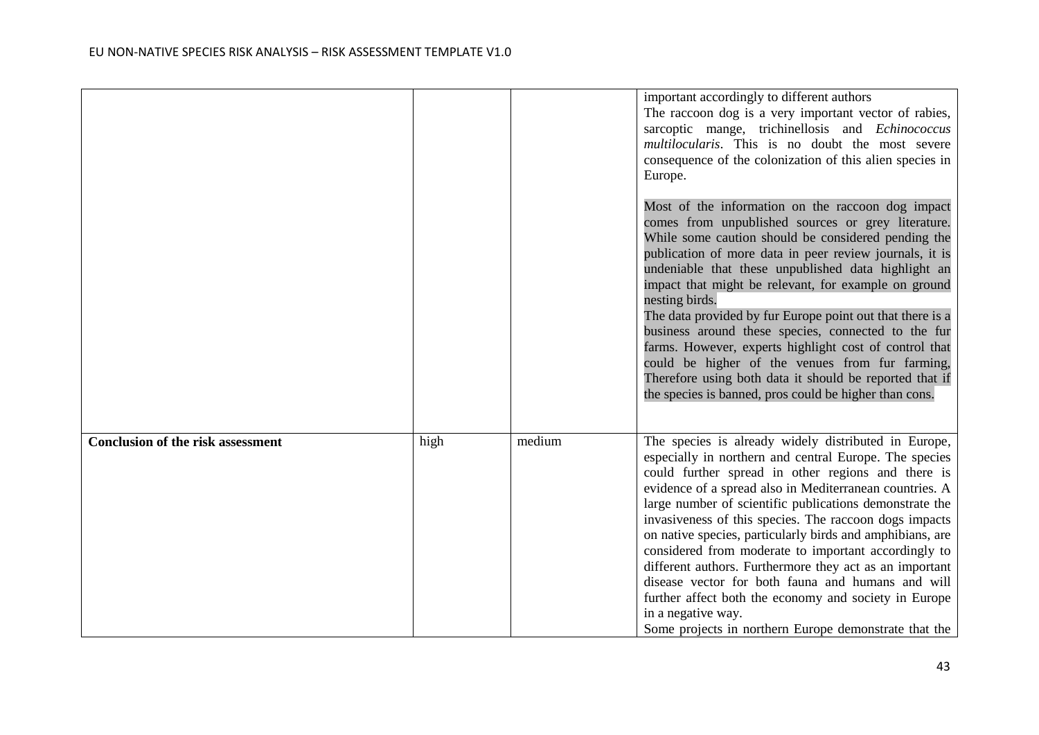| | | | |
|---|---|---|---|
| | | | important accordingly to different authors<br>The raccoon dog is a very important vector of rabies, sarcoptic mange, trichinellosis and *Echinococcus multilocularis*. This is no doubt the most severe consequence of the colonization of this alien species in Europe.<br><br>Most of the information on the raccoon dog impact comes from unpublished sources or grey literature. While some caution should be considered pending the publication of more data in peer review journals, it is undeniable that these unpublished data highlight an impact that might be relevant, for example on ground nesting birds.<br>The data provided by fur Europe point out that there is a business around these species, connected to the fur farms. However, experts highlight cost of control that could be higher of the venues from fur farming, Therefore using both data it should be reported that if the species is banned, pros could be higher than cons. |
| **Conclusion of the risk assessment** | high | medium | The species is already widely distributed in Europe, especially in northern and central Europe. The species could further spread in other regions and there is evidence of a spread also in Mediterranean countries. A large number of scientific publications demonstrate the invasiveness of this species. The raccoon dogs impacts on native species, particularly birds and amphibians, are considered from moderate to important accordingly to different authors. Furthermore they act as an important disease vector for both fauna and humans and will further affect both the economy and society in Europe in a negative way.<br>Some projects in northern Europe demonstrate that the |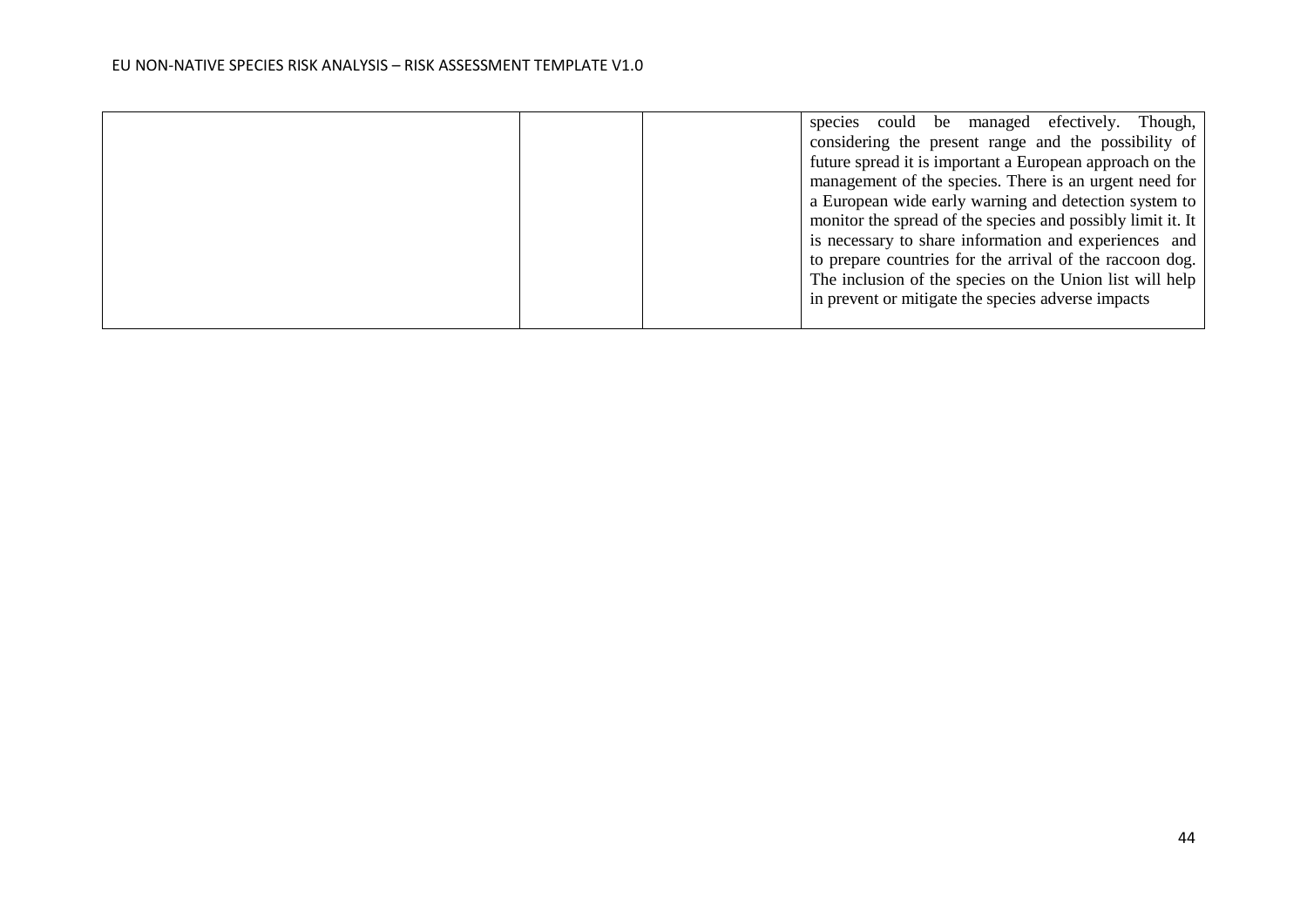| | | | |
|---|---|---|---|
| | | | species could be managed efectively. Though, considering the present range and the possibility of future spread it is important a European approach on the management of the species. There is an urgent need for a European wide early warning and detection system to monitor the spread of the species and possibly limit it. It is necessary to share information and experiences and to prepare countries for the arrival of the raccoon dog. The inclusion of the species on the Union list will help in prevent or mitigate the species adverse impacts |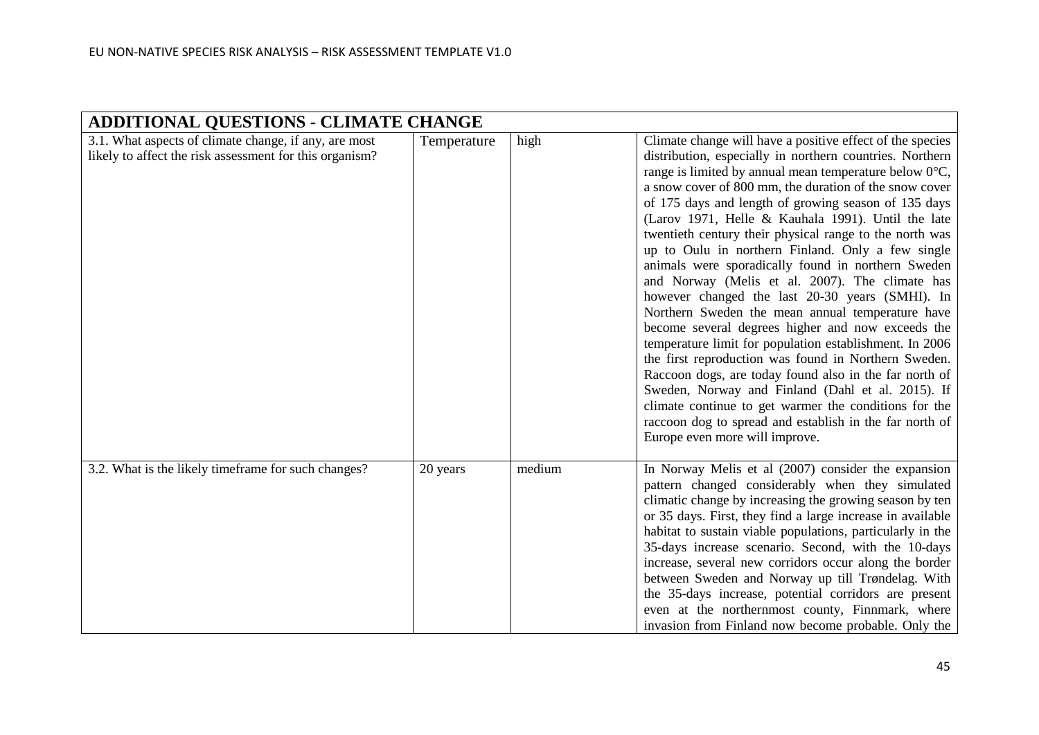| ADDITIONAL QUESTIONS - CLIMATE CHANGE | | | |
|---|---|---|---|
| 3.1. What aspects of climate change, if any, are most likely to affect the risk assessment for this organism? | Temperature | high | Climate change will have a positive effect of the species distribution, especially in northern countries. Northern range is limited by annual mean temperature below 0°C, a snow cover of 800 mm, the duration of the snow cover of 175 days and length of growing season of 135 days (Larov 1971, Helle & Kauhala 1991). Until the late twentieth century their physical range to the north was up to Oulu in northern Finland. Only a few single animals were sporadically found in northern Sweden and Norway (Melis et al. 2007). The climate has however changed the last 20-30 years (SMHI). In Northern Sweden the mean annual temperature have become several degrees higher and now exceeds the temperature limit for population establishment. In 2006 the first reproduction was found in Northern Sweden. Raccoon dogs, are today found also in the far north of Sweden, Norway and Finland (Dahl et al. 2015). If climate continue to get warmer the conditions for the raccoon dog to spread and establish in the far north of Europe even more will improve. |
| 3.2. What is the likely timeframe for such changes? | 20 years | medium | In Norway Melis et al (2007) consider the expansion pattern changed considerably when they simulated climatic change by increasing the growing season by ten or 35 days. First, they find a large increase in available habitat to sustain viable populations, particularly in the 35-days increase scenario. Second, with the 10-days increase, several new corridors occur along the border between Sweden and Norway up till Trøndelag. With the 35-days increase, potential corridors are present even at the northernmost county, Finnmark, where invasion from Finland now become probable. Only the |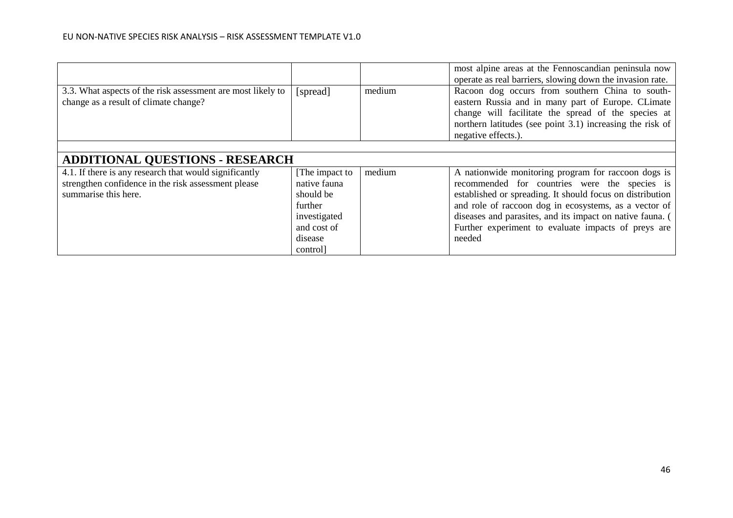| | | | |
|---|---|---|---|
| | | | most alpine areas at the Fennoscandian peninsula now operate as real barriers, slowing down the invasion rate. |
| 3.3. What aspects of the risk assessment are most likely to change as a result of climate change? | [spread] | medium | Racoon dog occurs from southern China to south-eastern Russia and in many part of Europe. CLimate change will facilitate the spread of the species at northern latitudes (see point 3.1) increasing the risk of negative effects.). |
| | | | |
| **ADDITIONAL QUESTIONS - RESEARCH** | | | |
| 4.1. If there is any research that would significantly strengthen confidence in the risk assessment please summarise this here. | [The impact to native fauna should be further investigated and cost of disease control] | medium | A nationwide monitoring program for raccoon dogs is recommended for countries were the species is established or spreading. It should focus on distribution and role of raccoon dog in ecosystems, as a vector of diseases and parasites, and its impact on native fauna. ( Further experiment to evaluate impacts of preys are needed |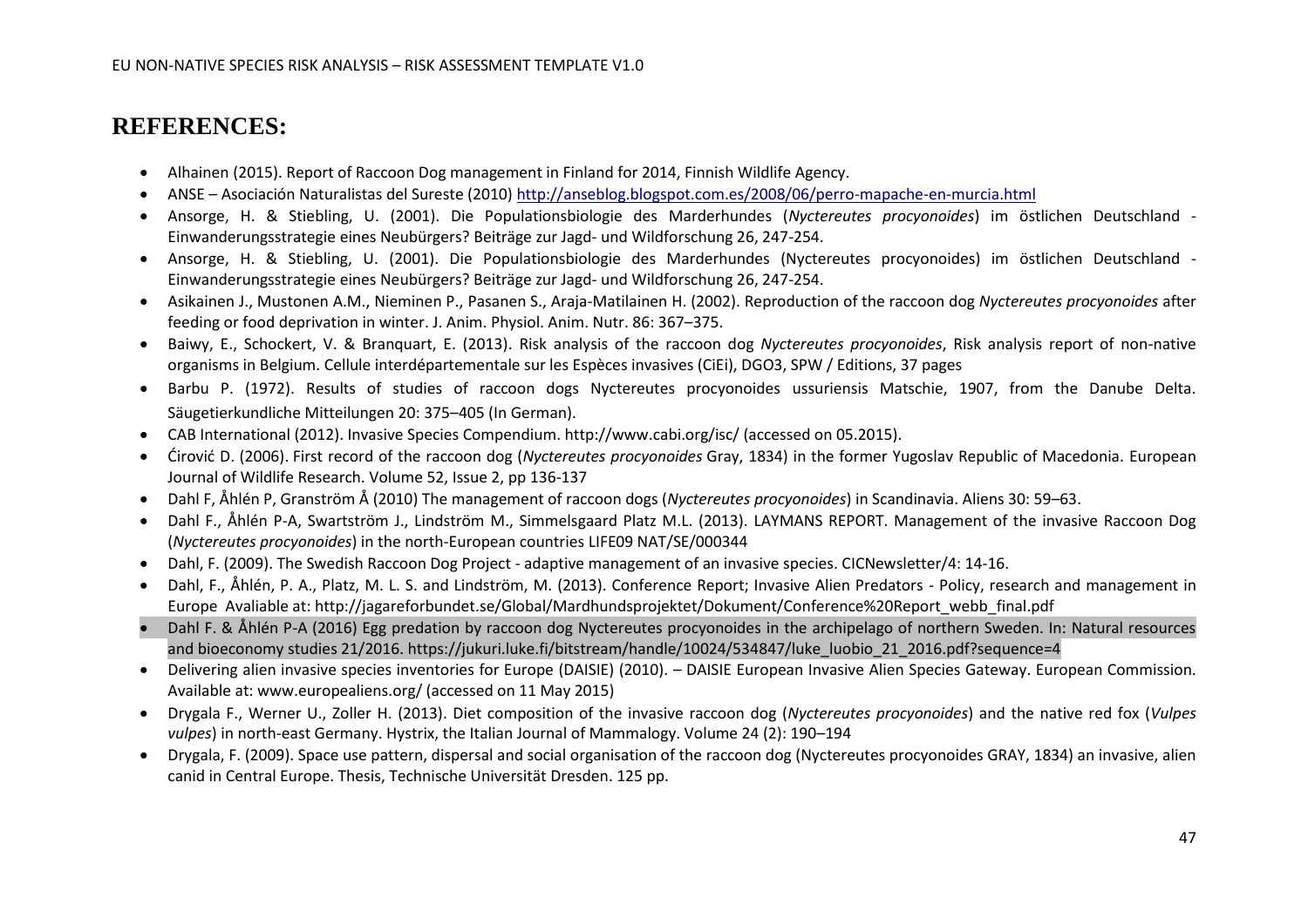# REFERENCES:

- Alhainen (2015). Report of Raccoon Dog management in Finland for 2014, Finnish Wildlife Agency.
- ANSE – Asociación Naturalistas del Sureste (2010) http://anseblog.blogspot.com.es/2008/06/perro-mapache-en-murcia.html
- Ansorge, H. & Stiebling, U. (2001). Die Populationsbiologie des Marderhundes (*Nyctereutes procyonoides*) im östlichen Deutschland - Einwanderungsstrategie eines Neubürgers? Beiträge zur Jagd- und Wildforschung 26, 247-254.
- Ansorge, H. & Stiebling, U. (2001). Die Populationsbiologie des Marderhundes (Nyctereutes procyonoides) im östlichen Deutschland - Einwanderungsstrategie eines Neubürgers? Beiträge zur Jagd- und Wildforschung 26, 247-254.
- Asikainen J., Mustonen A.M., Nieminen P., Pasanen S., Araja-Matilainen H. (2002). Reproduction of the raccoon dog *Nyctereutes procyonoides* after feeding or food deprivation in winter. J. Anim. Physiol. Anim. Nutr. 86: 367–375.
- Baiwy, E., Schockert, V. & Branquart, E. (2013). Risk analysis of the raccoon dog *Nyctereutes procyonoides*, Risk analysis report of non-native organisms in Belgium. Cellule interdépartementale sur les Espèces invasives (CiEi), DGO3, SPW / Editions, 37 pages
- Barbu P. (1972). Results of studies of raccoon dogs Nyctereutes procyonoides ussuriensis Matschie, 1907, from the Danube Delta. Säugetierkundliche Mitteilungen 20: 375–405 (In German).
- CAB International (2012). Invasive Species Compendium. http://www.cabi.org/isc/ (accessed on 05.2015).
- Ćirović D. (2006). First record of the raccoon dog (*Nyctereutes procyonoides* Gray, 1834) in the former Yugoslav Republic of Macedonia. European Journal of Wildlife Research. Volume 52, Issue 2, pp 136-137
- Dahl F, Åhlén P, Granström Å (2010) The management of raccoon dogs (*Nyctereutes procyonoides*) in Scandinavia. Aliens 30: 59–63.
- Dahl F., Åhlén P-A, Swartström J., Lindström M., Simmelsgaard Platz M.L. (2013). LAYMANS REPORT. Management of the invasive Raccoon Dog (*Nyctereutes procyonoides*) in the north-European countries LIFE09 NAT/SE/000344
- Dahl, F. (2009). The Swedish Raccoon Dog Project - adaptive management of an invasive species. CICNewsletter/4: 14-16.
- Dahl, F., Åhlén, P. A., Platz, M. L. S. and Lindström, M. (2013). Conference Report; Invasive Alien Predators - Policy, research and management in Europe Avaliable at: http://jagareforbundet.se/Global/Mardhundsprojektet/Dokument/Conference%20Report_webb_final.pdf
- Dahl F. & Åhlén P-A (2016) Egg predation by raccoon dog Nyctereutes procyonoides in the archipelago of northern Sweden. In: Natural resources and bioeconomy studies 21/2016. https://jukuri.luke.fi/bitstream/handle/10024/534847/luke_luobio_21_2016.pdf?sequence=4
- Delivering alien invasive species inventories for Europe (DAISIE) (2010). – DAISIE European Invasive Alien Species Gateway. European Commission. Available at: www.europealiens.org/ (accessed on 11 May 2015)
- Drygala F., Werner U., Zoller H. (2013). Diet composition of the invasive raccoon dog (*Nyctereutes procyonoides*) and the native red fox (*Vulpes vulpes*) in north-east Germany. Hystrix, the Italian Journal of Mammalogy. Volume 24 (2): 190–194
- Drygala, F. (2009). Space use pattern, dispersal and social organisation of the raccoon dog (Nyctereutes procyonoides GRAY, 1834) an invasive, alien canid in Central Europe. Thesis, Technische Universität Dresden. 125 pp.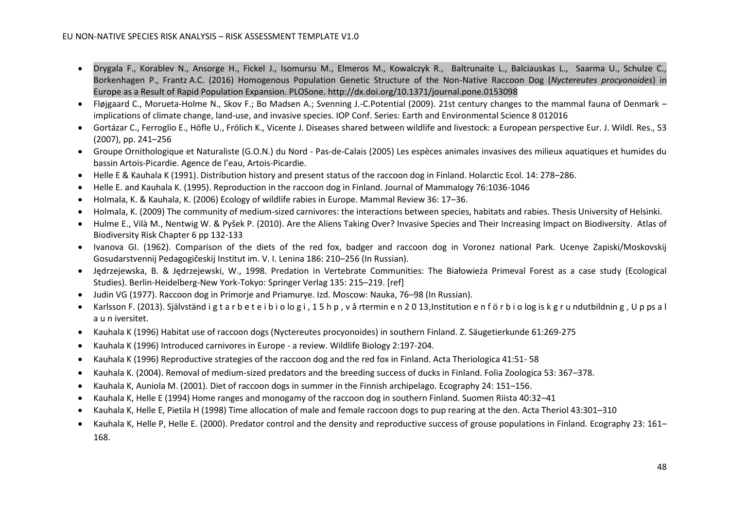- Drygala F., Korablev N., Ansorge H., Fickel J., Isomursu M., Elmeros M., Kowalczyk R., Baltrunaite L., Balciauskas L., Saarma U., Schulze C., Borkenhagen P., Frantz A.C. (2016) Homogenous Population Genetic Structure of the Non-Native Raccoon Dog (*Nyctereutes procyonoides*) in Europe as a Result of Rapid Population Expansion. PLOSone. http://dx.doi.org/10.1371/journal.pone.0153098
- Fløjgaard C., Morueta-Holme N., Skov F.; Bo Madsen A.; Svenning J.-C.Potential (2009). 21st century changes to the mammal fauna of Denmark – implications of climate change, land-use, and invasive species. IOP Conf. Series: Earth and Environmental Science 8 012016
- Gortázar C., Ferroglio E., Höfle U., Frölich K., Vicente J. Diseases shared between wildlife and livestock: a European perspective Eur. J. Wildl. Res., 53 (2007), pp. 241–256
- Groupe Ornithologique et Naturaliste (G.O.N.) du Nord - Pas-de-Calais (2005) Les espèces animales invasives des milieux aquatiques et humides du bassin Artois-Picardie. Agence de l'eau, Artois-Picardie.
- Helle E & Kauhala K (1991). Distribution history and present status of the raccoon dog in Finland. Holarctic Ecol. 14: 278–286.
- Helle E. and Kauhala K. (1995). Reproduction in the raccoon dog in Finland. Journal of Mammalogy 76:1036-1046
- Holmala, K. & Kauhala, K. (2006) Ecology of wildlife rabies in Europe. Mammal Review 36: 17–36.
- Holmala, K. (2009) The community of medium-sized carnivores: the interactions between species, habitats and rabies. Thesis University of Helsinki.
- Hulme E., Vilà M., Nentwig W. & Pyšek P. (2010). Are the Aliens Taking Over? Invasive Species and Their Increasing Impact on Biodiversity. Atlas of Biodiversity Risk Chapter 6 pp 132-133
- Ivanova GI. (1962). Comparison of the diets of the red fox, badger and raccoon dog in Voronez national Park. Ucenye Zapiski/Moskovskij Gosudarstvennij Pedagogičeskij Institut im. V. I. Lenina 186: 210–256 (In Russian).
- Jędrzejewska, B. & Jędrzejewski, W., 1998. Predation in Vertebrate Communities: The Białowieża Primeval Forest as a case study (Ecological Studies). Berlin-Heidelberg-New York-Tokyo: Springer Verlag 135: 215–219. [ref]
- Judin VG (1977). Raccoon dog in Primorje and Priamurye. Izd. Moscow: Nauka, 76–98 (In Russian).
- Karlsson F. (2013). Självständ i g t a r b e t e i b i o lo g i , 1 5 h p , v å rtermin e n 2 0 13,Institution e n f ö r b i o log is k g r u ndutbildnin g , U p ps a l a u n iversitet.
- Kauhala K (1996) Habitat use of raccoon dogs (Nyctereutes procyonoides) in southern Finland. Z. Säugetierkunde 61:269-275
- Kauhala K (1996) Introduced carnivores in Europe - a review. Wildlife Biology 2:197-204.
- Kauhala K (1996) Reproductive strategies of the raccoon dog and the red fox in Finland. Acta Theriologica 41:51- 58
- Kauhala K. (2004). Removal of medium-sized predators and the breeding success of ducks in Finland. Folia Zoologica 53: 367–378.
- Kauhala K, Auniola M. (2001). Diet of raccoon dogs in summer in the Finnish archipelago. Ecography 24: 151–156.
- Kauhala K, Helle E (1994) Home ranges and monogamy of the raccoon dog in southern Finland. Suomen Riista 40:32–41
- Kauhala K, Helle E, Pietila H (1998) Time allocation of male and female raccoon dogs to pup rearing at the den. Acta Theriol 43:301–310
- Kauhala K, Helle P, Helle E. (2000). Predator control and the density and reproductive success of grouse populations in Finland. Ecography 23: 161–168.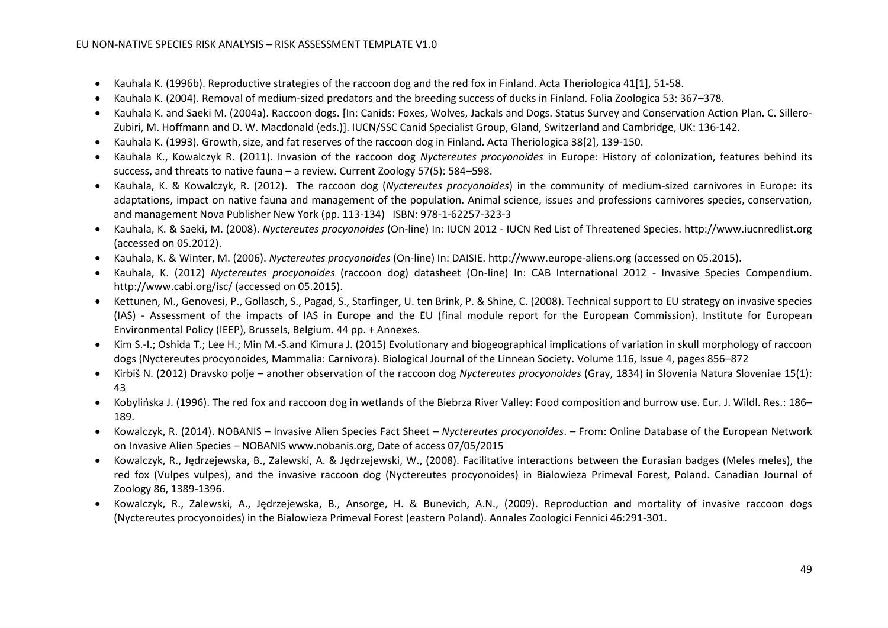- Kauhala K. (1996b). Reproductive strategies of the raccoon dog and the red fox in Finland. Acta Theriologica 41[1], 51-58.
- Kauhala K. (2004). Removal of medium-sized predators and the breeding success of ducks in Finland. Folia Zoologica 53: 367–378.
- Kauhala K. and Saeki M. (2004a). Raccoon dogs. [In: Canids: Foxes, Wolves, Jackals and Dogs. Status Survey and Conservation Action Plan. C. Sillero-Zubiri, M. Hoffmann and D. W. Macdonald (eds.)]. IUCN/SSC Canid Specialist Group, Gland, Switzerland and Cambridge, UK: 136-142.
- Kauhala K. (1993). Growth, size, and fat reserves of the raccoon dog in Finland. Acta Theriologica 38[2], 139-150.
- Kauhala K., Kowalczyk R. (2011). Invasion of the raccoon dog *Nyctereutes procyonoides* in Europe: History of colonization, features behind its success, and threats to native fauna – a review. Current Zoology 57(5): 584–598.
- Kauhala, K. & Kowalczyk, R. (2012). The raccoon dog (*Nyctereutes procyonoides*) in the community of medium-sized carnivores in Europe: its adaptations, impact on native fauna and management of the population. Animal science, issues and professions carnivores species, conservation, and management Nova Publisher New York (pp. 113-134) ISBN: 978-1-62257-323-3
- Kauhala, K. & Saeki, M. (2008). *Nyctereutes procyonoides* (On-line) In: IUCN 2012 - IUCN Red List of Threatened Species. http://www.iucnredlist.org (accessed on 05.2012).
- Kauhala, K. & Winter, M. (2006). *Nyctereutes procyonoides* (On-line) In: DAISIE. http://www.europe-aliens.org (accessed on 05.2015).
- Kauhala, K. (2012) *Nyctereutes procyonoides* (raccoon dog) datasheet (On-line) In: CAB International 2012 - Invasive Species Compendium. http://www.cabi.org/isc/ (accessed on 05.2015).
- Kettunen, M., Genovesi, P., Gollasch, S., Pagad, S., Starfinger, U. ten Brink, P. & Shine, C. (2008). Technical support to EU strategy on invasive species (IAS) - Assessment of the impacts of IAS in Europe and the EU (final module report for the European Commission). Institute for European Environmental Policy (IEEP), Brussels, Belgium. 44 pp. + Annexes.
- Kim S.-I.; Oshida T.; Lee H.; Min M.-S.and Kimura J. (2015) Evolutionary and biogeographical implications of variation in skull morphology of raccoon dogs (Nyctereutes procyonoides, Mammalia: Carnivora). Biological Journal of the Linnean Society. Volume 116, Issue 4, pages 856–872
- Kirbiš N. (2012) Dravsko polje – another observation of the raccoon dog *Nyctereutes procyonoides* (Gray, 1834) in Slovenia Natura Sloveniae 15(1): 43
- Kobylińska J. (1996). The red fox and raccoon dog in wetlands of the Biebrza River Valley: Food composition and burrow use. Eur. J. Wildl. Res.: 186–189.
- Kowalczyk, R. (2014). NOBANIS – Invasive Alien Species Fact Sheet – *Nyctereutes procyonoides*. – From: Online Database of the European Network on Invasive Alien Species – NOBANIS www.nobanis.org, Date of access 07/05/2015
- Kowalczyk, R., Jędrzejewska, B., Zalewski, A. & Jędrzejewski, W., (2008). Facilitative interactions between the Eurasian badges (Meles meles), the red fox (Vulpes vulpes), and the invasive raccoon dog (Nyctereutes procyonoides) in Bialowieza Primeval Forest, Poland. Canadian Journal of Zoology 86, 1389-1396.
- Kowalczyk, R., Zalewski, A., Jędrzejewska, B., Ansorge, H. & Bunevich, A.N., (2009). Reproduction and mortality of invasive raccoon dogs (Nyctereutes procyonoides) in the Bialowieza Primeval Forest (eastern Poland). Annales Zoologici Fennici 46:291-301.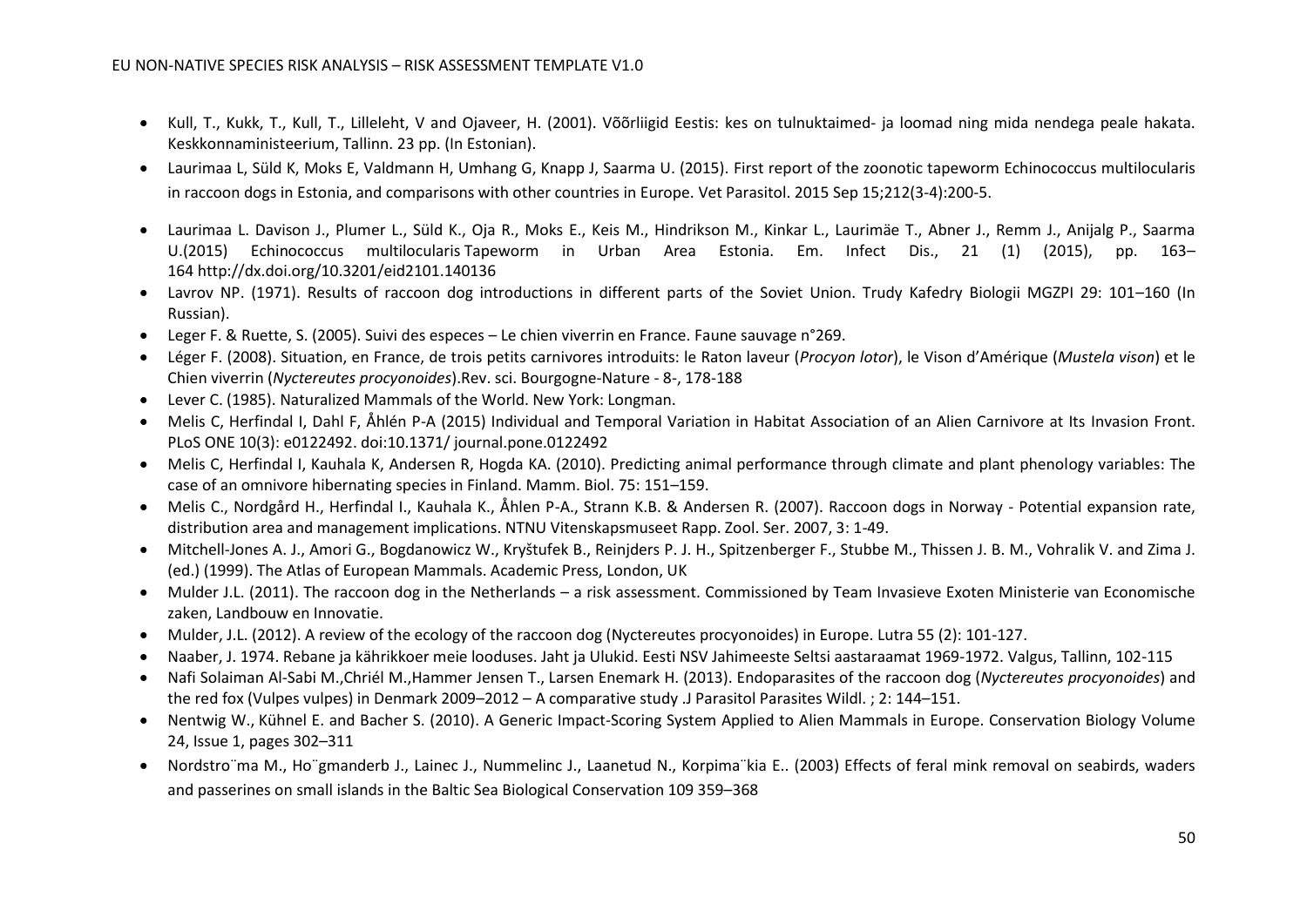- Kull, T., Kukk, T., Kull, T., Lilleleht, V and Ojaveer, H. (2001). Võõrliigid Eestis: kes on tulnuktaimed- ja loomad ning mida nendega peale hakata. Keskkonnaministeerium, Tallinn. 23 pp. (In Estonian).
- Laurimaa L, Süld K, Moks E, Valdmann H, Umhang G, Knapp J, Saarma U. (2015). First report of the zoonotic tapeworm Echinococcus multilocularis in raccoon dogs in Estonia, and comparisons with other countries in Europe. Vet Parasitol. 2015 Sep 15;212(3-4):200-5.
- Laurimaa L. Davison J., Plumer L., Süld K., Oja R., Moks E., Keis M., Hindrikson M., Kinkar L., Laurimäe T., Abner J., Remm J., Anijalg P., Saarma U.(2015) Echinococcus multilocularis Tapeworm in Urban Area Estonia. Em. Infect Dis., 21 (1) (2015), pp. 163–164 http://dx.doi.org/10.3201/eid2101.140136
- Lavrov NP. (1971). Results of raccoon dog introductions in different parts of the Soviet Union. Trudy Kafedry Biologii MGZPI 29: 101–160 (In Russian).
- Leger F. & Ruette, S. (2005). Suivi des especes – Le chien viverrin en France. Faune sauvage n°269.
- Léger F. (2008). Situation, en France, de trois petits carnivores introduits: le Raton laveur (*Procyon lotor*), le Vison d'Amérique (*Mustela vison*) et le Chien viverrin (*Nyctereutes procyonoides*).Rev. sci. Bourgogne-Nature - 8-, 178-188
- Lever C. (1985). Naturalized Mammals of the World. New York: Longman.
- Melis C, Herfindal I, Dahl F, Åhlén P-A (2015) Individual and Temporal Variation in Habitat Association of an Alien Carnivore at Its Invasion Front. PLoS ONE 10(3): e0122492. doi:10.1371/ journal.pone.0122492
- Melis C, Herfindal I, Kauhala K, Andersen R, Hogda KA. (2010). Predicting animal performance through climate and plant phenology variables: The case of an omnivore hibernating species in Finland. Mamm. Biol. 75: 151–159.
- Melis C., Nordgård H., Herfindal I., Kauhala K., Åhlen P-A., Strann K.B. & Andersen R. (2007). Raccoon dogs in Norway - Potential expansion rate, distribution area and management implications. NTNU Vitenskapsmuseet Rapp. Zool. Ser. 2007, 3: 1-49.
- Mitchell-Jones A. J., Amori G., Bogdanowicz W., Kryštufek B., Reinjders P. J. H., Spitzenberger F., Stubbe M., Thissen J. B. M., Vohralik V. and Zima J. (ed.) (1999). The Atlas of European Mammals. Academic Press, London, UK
- Mulder J.L. (2011). The raccoon dog in the Netherlands – a risk assessment. Commissioned by Team Invasieve Exoten Ministerie van Economische zaken, Landbouw en Innovatie.
- Mulder, J.L. (2012). A review of the ecology of the raccoon dog (Nyctereutes procyonoides) in Europe. Lutra 55 (2): 101-127.
- Naaber, J. 1974. Rebane ja kährikkoer meie looduses. Jaht ja Ulukid. Eesti NSV Jahimeeste Seltsi aastaraamat 1969-1972. Valgus, Tallinn, 102-115
- Nafi Solaiman Al-Sabi M.,Chriél M.,Hammer Jensen T., Larsen Enemark H. (2013). Endoparasites of the raccoon dog (*Nyctereutes procyonoides*) and the red fox (Vulpes vulpes) in Denmark 2009–2012 – A comparative study .J Parasitol Parasites Wildl. ; 2: 144–151.
- Nentwig W., Kühnel E. and Bacher S. (2010). A Generic Impact-Scoring System Applied to Alien Mammals in Europe. Conservation Biology Volume 24, Issue 1, pages 302–311
- Nordstro¨ma M., Ho¨gmanderb J., Lainec J., Nummelinc J., Laanetud N., Korpima¨kia E.. (2003) Effects of feral mink removal on seabirds, waders and passerines on small islands in the Baltic Sea Biological Conservation 109 359–368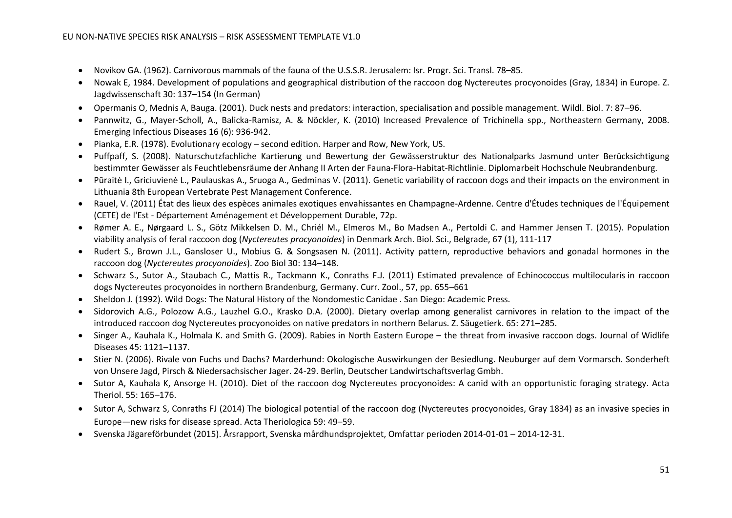- Novikov GA. (1962). Carnivorous mammals of the fauna of the U.S.S.R. Jerusalem: Isr. Progr. Sci. Transl. 78–85.
- Nowak E, 1984. Development of populations and geographical distribution of the raccoon dog Nyctereutes procyonoides (Gray, 1834) in Europe. Z. Jagdwissenschaft 30: 137–154 (In German)
- Opermanis O, Mednis A, Bauga. (2001). Duck nests and predators: interaction, specialisation and possible management. Wildl. Biol. 7: 87–96.
- Pannwitz, G., Mayer-Scholl, A., Balicka-Ramisz, A. & Nöckler, K. (2010) Increased Prevalence of Trichinella spp., Northeastern Germany, 2008. Emerging Infectious Diseases 16 (6): 936-942.
- Pianka, E.R. (1978). Evolutionary ecology – second edition. Harper and Row, New York, US.
- Puffpaff, S. (2008). Naturschutzfachliche Kartierung und Bewertung der Gewässerstruktur des Nationalparks Jasmund unter Berücksichtigung bestimmter Gewässer als Feuchtlebensräume der Anhang II Arten der Fauna-Flora-Habitat-Richtlinie. Diplomarbeit Hochschule Neubrandenburg.
- Pūraitė I., Griciuvienė L., Paulauskas A., Sruoga A., Gedminas V. (2011). Genetic variability of raccoon dogs and their impacts on the environment in Lithuania 8th European Vertebrate Pest Management Conference.
- Rauel, V. (2011) État des lieux des espèces animales exotiques envahissantes en Champagne-Ardenne. Centre d'Études techniques de l'Équipement (CETE) de l'Est - Département Aménagement et Développement Durable, 72p.
- Rømer A. E., Nørgaard L. S., Götz Mikkelsen D. M., Chriél M., Elmeros M., Bo Madsen A., Pertoldi C. and Hammer Jensen T. (2015). Population viability analysis of feral raccoon dog (*Nyctereutes procyonoides*) in Denmark Arch. Biol. Sci., Belgrade, 67 (1), 111-117
- Rudert S., Brown J.L., Gansloser U., Mobius G. & Songsasen N. (2011). Activity pattern, reproductive behaviors and gonadal hormones in the raccoon dog (*Nyctereutes procyonoides*). Zoo Biol 30: 134–148.
- Schwarz S., Sutor A., Staubach C., Mattis R., Tackmann K., Conraths F.J. (2011) Estimated prevalence of Echinococcus multilocularis in raccoon dogs Nyctereutes procyonoides in northern Brandenburg, Germany. Curr. Zool., 57, pp. 655–661
- Sheldon J. (1992). Wild Dogs: The Natural History of the Nondomestic Canidae . San Diego: Academic Press.
- Sidorovich A.G., Polozow A.G., Lauzhel G.O., Krasko D.A. (2000). Dietary overlap among generalist carnivores in relation to the impact of the introduced raccoon dog Nyctereutes procyonoides on native predators in northern Belarus. Z. Säugetierk. 65: 271–285.
- Singer A., Kauhala K., Holmala K. and Smith G. (2009). Rabies in North Eastern Europe – the threat from invasive raccoon dogs. Journal of Widlife Diseases 45: 1121–1137.
- Stier N. (2006). Rivale von Fuchs und Dachs? Marderhund: Okologische Auswirkungen der Besiedlung. Neuburger auf dem Vormarsch. Sonderheft von Unsere Jagd, Pirsch & Niedersachsischer Jager. 24-29. Berlin, Deutscher Landwirtschaftsverlag Gmbh.
- Sutor A, Kauhala K, Ansorge H. (2010). Diet of the raccoon dog Nyctereutes procyonoides: A canid with an opportunistic foraging strategy. Acta Theriol. 55: 165–176.
- Sutor A, Schwarz S, Conraths FJ (2014) The biological potential of the raccoon dog (Nyctereutes procyonoides, Gray 1834) as an invasive species in Europe—new risks for disease spread. Acta Theriologica 59: 49–59.
- Svenska Jägareförbundet (2015). Årsrapport, Svenska mårdhundsprojektet, Omfattar perioden 2014-01-01 – 2014-12-31.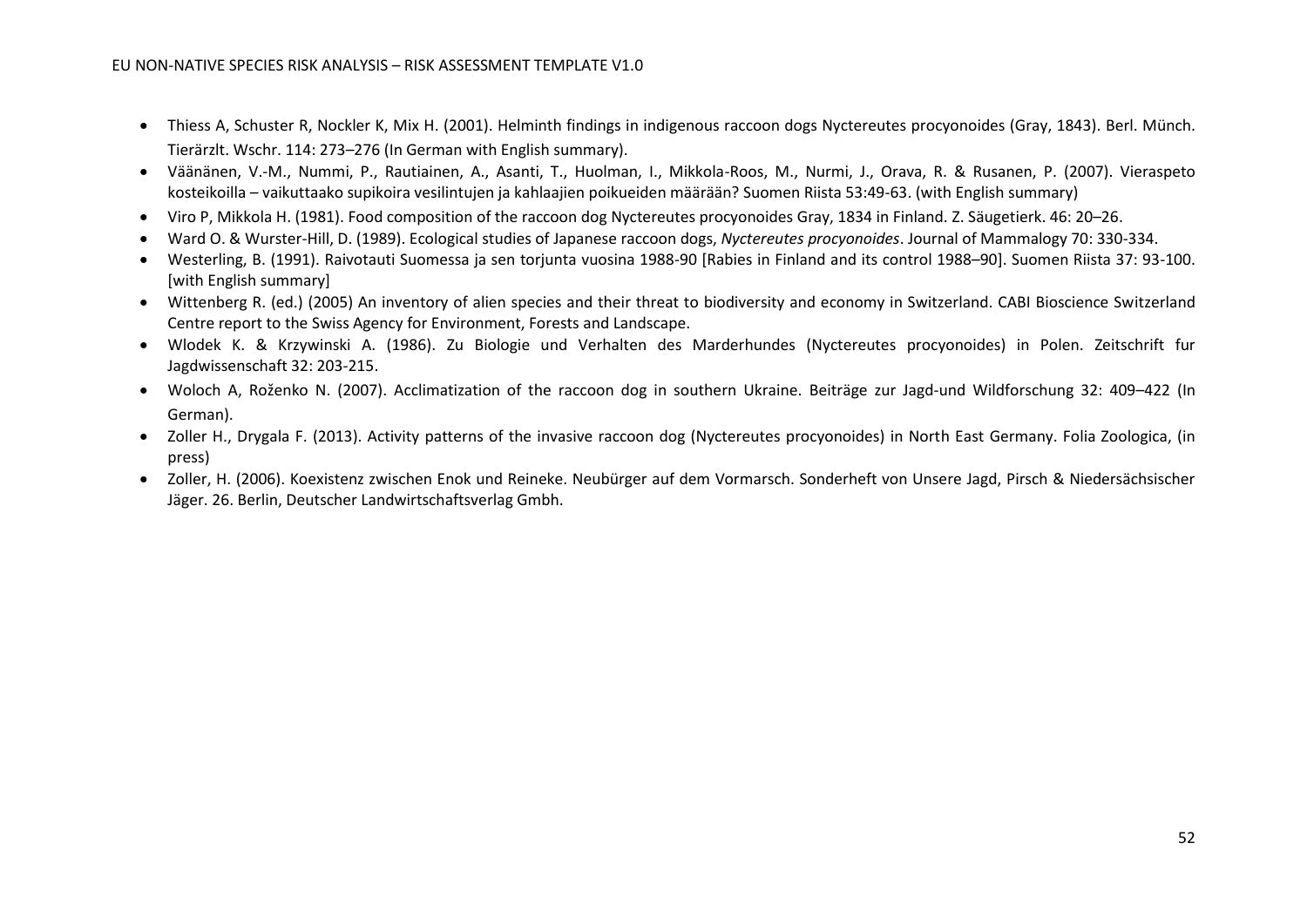- Thiess A, Schuster R, Nockler K, Mix H. (2001). Helminth findings in indigenous raccoon dogs Nyctereutes procyonoides (Gray, 1843). Berl. Münch. Tierärzlt. Wschr. 114: 273–276 (In German with English summary).
- Väänänen, V.-M., Nummi, P., Rautiainen, A., Asanti, T., Huolman, I., Mikkola-Roos, M., Nurmi, J., Orava, R. & Rusanen, P. (2007). Vieraspeto kosteikoilla – vaikuttaako supikoira vesilintujen ja kahlaajien poikueiden määrään? Suomen Riista 53:49-63. (with English summary)
- Viro P, Mikkola H. (1981). Food composition of the raccoon dog Nyctereutes procyonoides Gray, 1834 in Finland. Z. Säugetierk. 46: 20–26.
- Ward O. & Wurster-Hill, D. (1989). Ecological studies of Japanese raccoon dogs, *Nyctereutes procyonoides*. Journal of Mammalogy 70: 330-334.
- Westerling, B. (1991). Raivotauti Suomessa ja sen torjunta vuosina 1988-90 [Rabies in Finland and its control 1988–90]. Suomen Riista 37: 93-100. [with English summary]
- Wittenberg R. (ed.) (2005) An inventory of alien species and their threat to biodiversity and economy in Switzerland. CABI Bioscience Switzerland Centre report to the Swiss Agency for Environment, Forests and Landscape.
- Wlodek K. & Krzywinski A. (1986). Zu Biologie und Verhalten des Marderhundes (Nyctereutes procyonoides) in Polen. Zeitschrift fur Jagdwissenschaft 32: 203-215.
- Woloch A, Roženko N. (2007). Acclimatization of the raccoon dog in southern Ukraine. Beiträge zur Jagd-und Wildforschung 32: 409–422 (In German).
- Zoller H., Drygala F. (2013). Activity patterns of the invasive raccoon dog (Nyctereutes procyonoides) in North East Germany. Folia Zoologica, (in press)
- Zoller, H. (2006). Koexistenz zwischen Enok und Reineke. Neubürger auf dem Vormarsch. Sonderheft von Unsere Jagd, Pirsch & Niedersächsischer Jäger. 26. Berlin, Deutscher Landwirtschaftsverlag Gmbh.